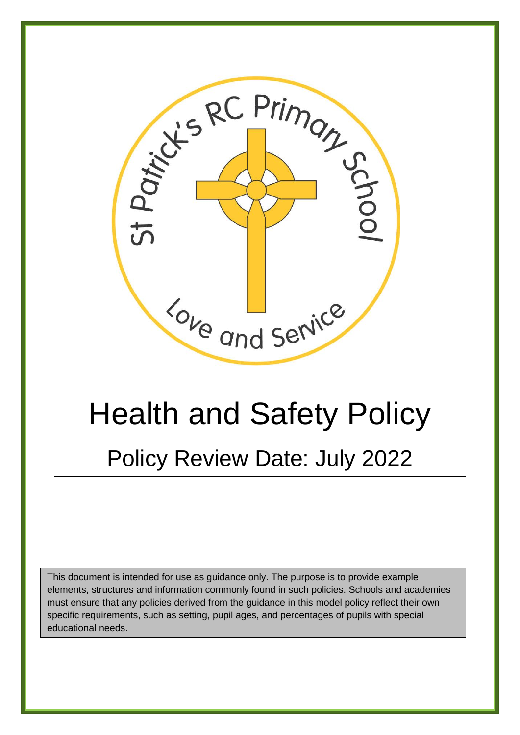St Patrick's RC Primary School

Love and Service

# Health and Safety Policy

## Policy Review Date: July 2022

This document is intended for use as guidance only. The purpose is to provide example elements, structures and information commonly found in such policies. Schools and academies must ensure that any policies derived from the guidance in this model policy reflect their own specific requirements, such as setting, pupil ages, and percentages of pupils with special educational needs.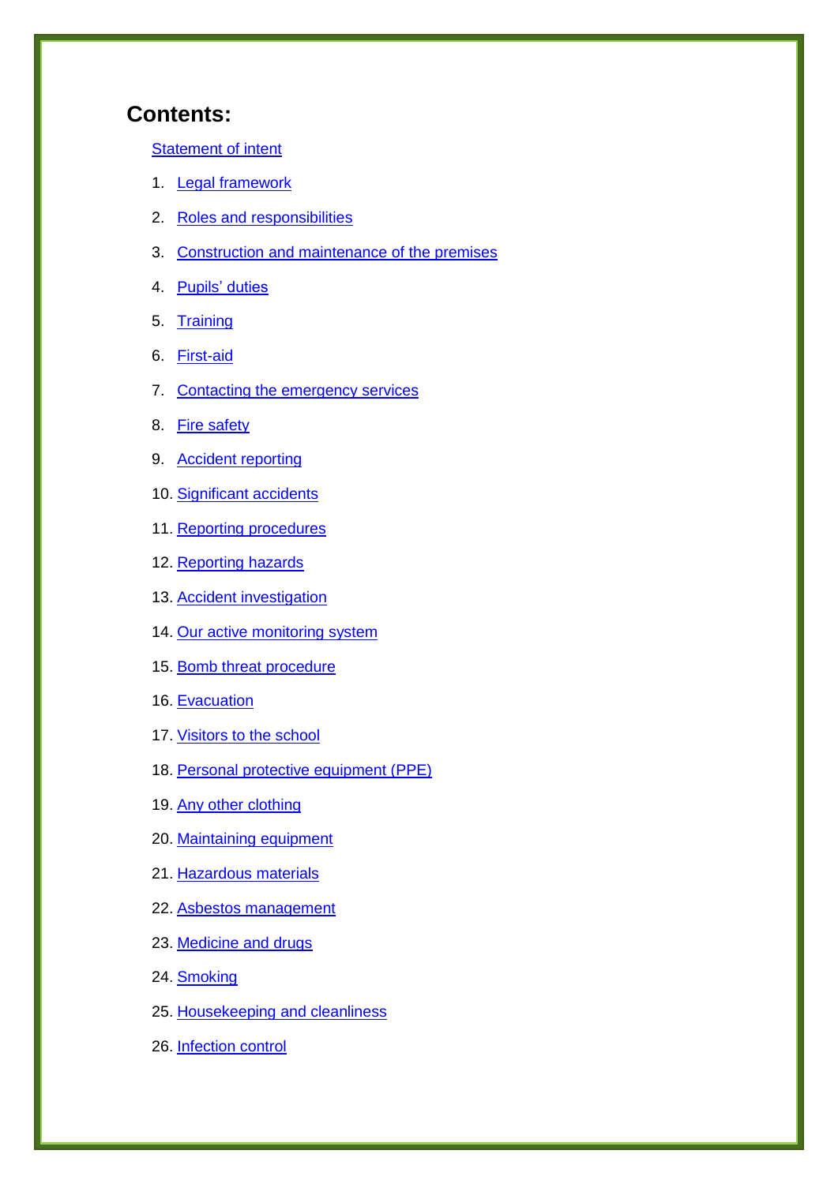# Contents:

Statement of intent

1. Legal framework
2. Roles and responsibilities
3. Construction and maintenance of the premises
4. Pupils' duties
5. Training
6. First-aid
7. Contacting the emergency services
8. Fire safety
9. Accident reporting
10. Significant accidents
11. Reporting procedures
12. Reporting hazards
13. Accident investigation
14. Our active monitoring system
15. Bomb threat procedure
16. Evacuation
17. Visitors to the school
18. Personal protective equipment (PPE)
19. Any other clothing
20. Maintaining equipment
21. Hazardous materials
22. Asbestos management
23. Medicine and drugs
24. Smoking
25. Housekeeping and cleanliness
26. Infection control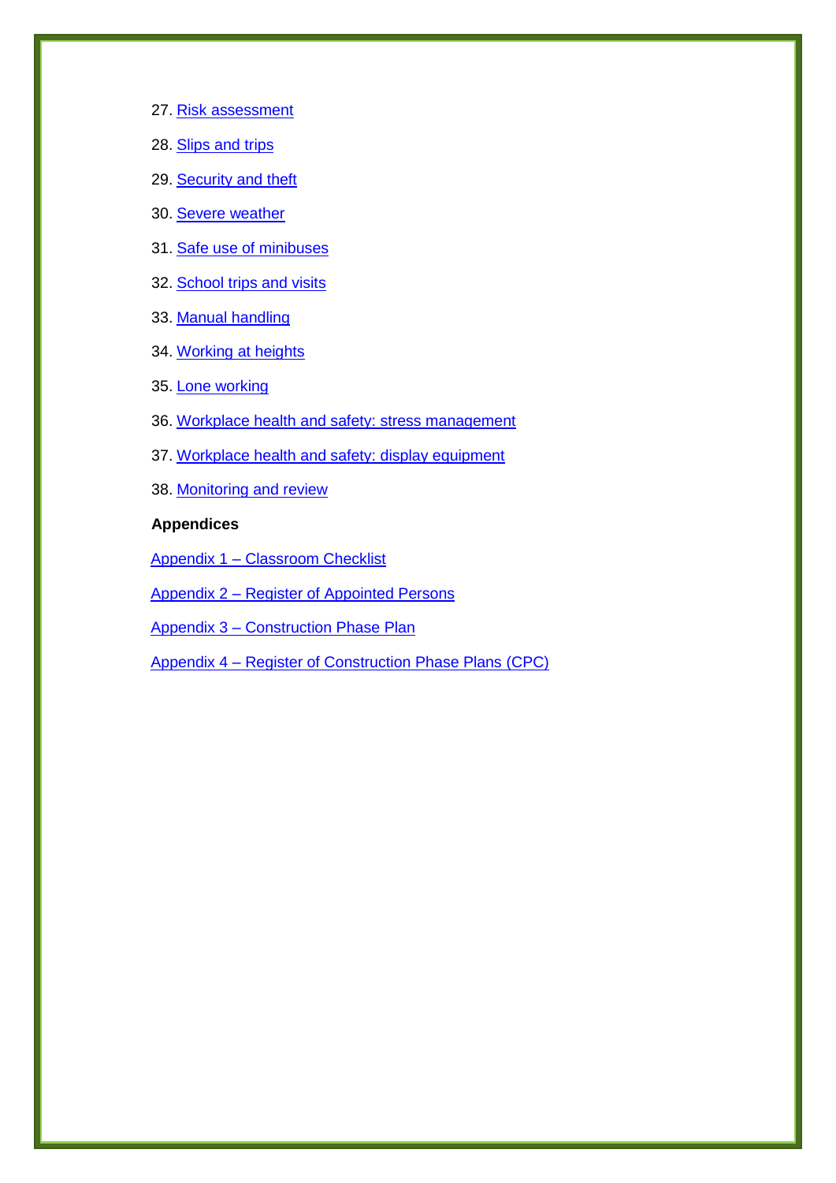27. Risk assessment
28. Slips and trips
29. Security and theft
30. Severe weather
31. Safe use of minibuses
32. School trips and visits
33. Manual handling
34. Working at heights
35. Lone working
36. Workplace health and safety: stress management
37. Workplace health and safety: display equipment
38. Monitoring and review

**Appendices**

Appendix 1 – Classroom Checklist

Appendix 2 – Register of Appointed Persons

Appendix 3 – Construction Phase Plan

Appendix 4 – Register of Construction Phase Plans (CPC)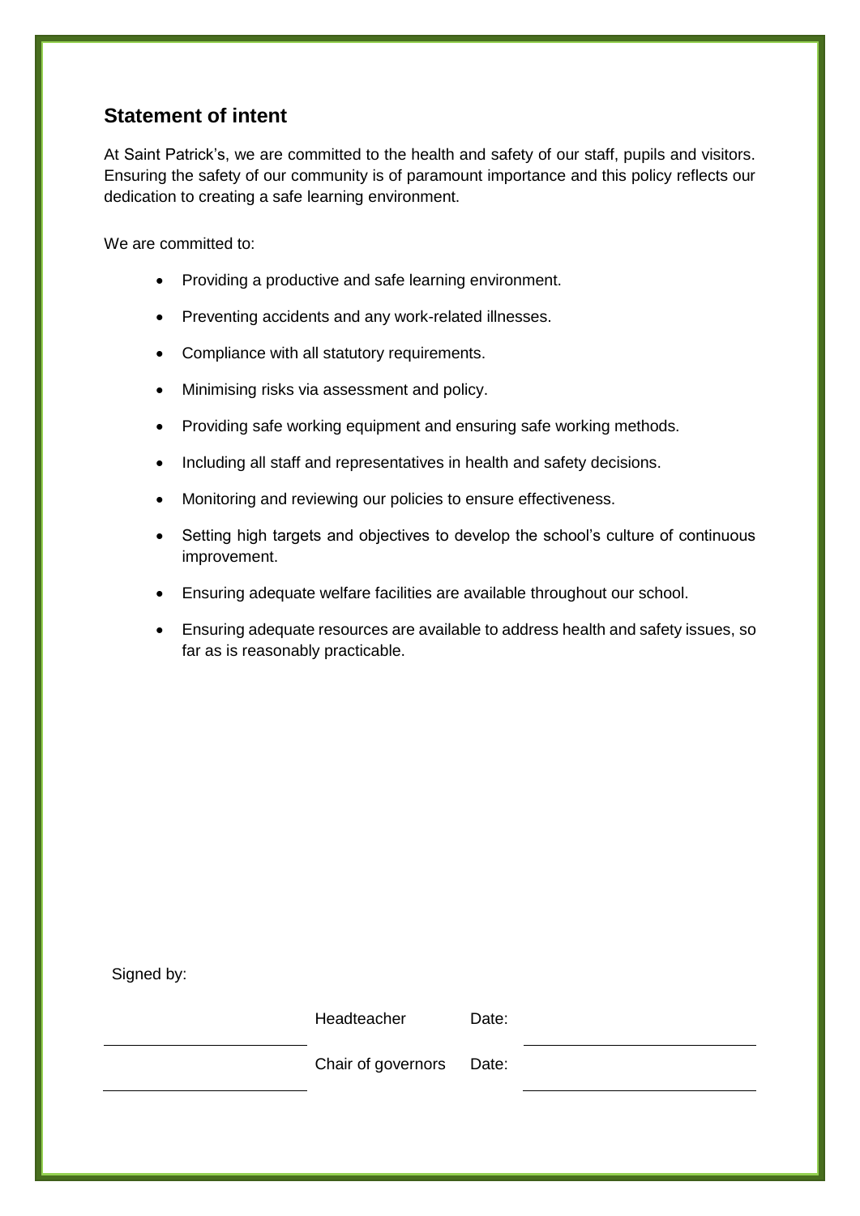## Statement of intent

At Saint Patrick's, we are committed to the health and safety of our staff, pupils and visitors. Ensuring the safety of our community is of paramount importance and this policy reflects our dedication to creating a safe learning environment.

We are committed to:

- Providing a productive and safe learning environment.
- Preventing accidents and any work-related illnesses.
- Compliance with all statutory requirements.
- Minimising risks via assessment and policy.
- Providing safe working equipment and ensuring safe working methods.
- Including all staff and representatives in health and safety decisions.
- Monitoring and reviewing our policies to ensure effectiveness.
- Setting high targets and objectives to develop the school's culture of continuous improvement.
- Ensuring adequate welfare facilities are available throughout our school.
- Ensuring adequate resources are available to address health and safety issues, so far as is reasonably practicable.

Signed by:

| | | | |
|---|---|---|---|
| | Headteacher | Date: | |
| | Chair of governors | Date: | |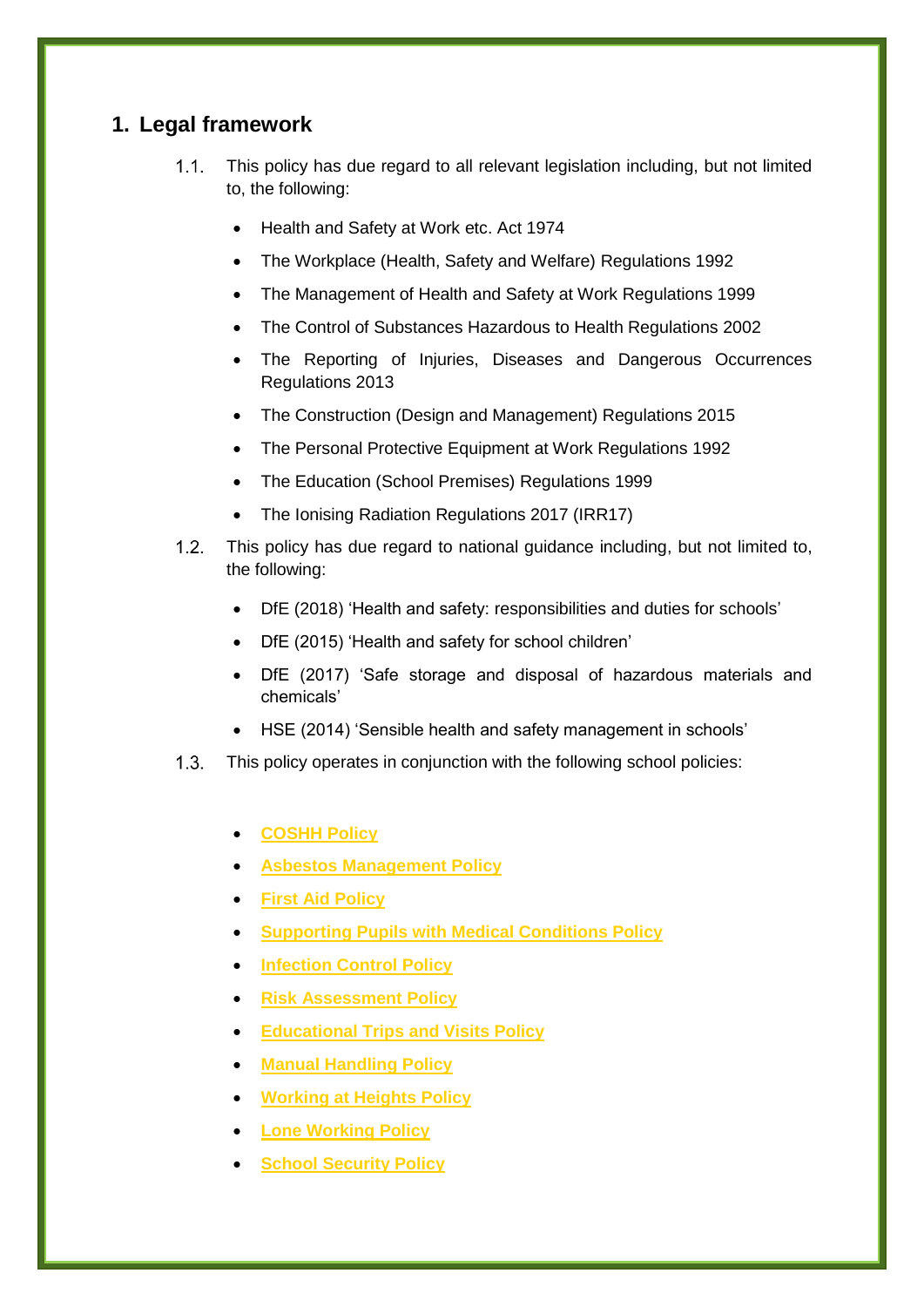## 1. Legal framework

1.1. This policy has due regard to all relevant legislation including, but not limited to, the following:

- Health and Safety at Work etc. Act 1974
- The Workplace (Health, Safety and Welfare) Regulations 1992
- The Management of Health and Safety at Work Regulations 1999
- The Control of Substances Hazardous to Health Regulations 2002
- The Reporting of Injuries, Diseases and Dangerous Occurrences Regulations 2013
- The Construction (Design and Management) Regulations 2015
- The Personal Protective Equipment at Work Regulations 1992
- The Education (School Premises) Regulations 1999
- The Ionising Radiation Regulations 2017 (IRR17)

1.2. This policy has due regard to national guidance including, but not limited to, the following:

- DfE (2018) 'Health and safety: responsibilities and duties for schools'
- DfE (2015) 'Health and safety for school children'
- DfE (2017) 'Safe storage and disposal of hazardous materials and chemicals'
- HSE (2014) 'Sensible health and safety management in schools'

1.3. This policy operates in conjunction with the following school policies:

- **COSHH Policy**
- **Asbestos Management Policy**
- **First Aid Policy**
- **Supporting Pupils with Medical Conditions Policy**
- **Infection Control Policy**
- **Risk Assessment Policy**
- **Educational Trips and Visits Policy**
- **Manual Handling Policy**
- **Working at Heights Policy**
- **Lone Working Policy**
- **School Security Policy**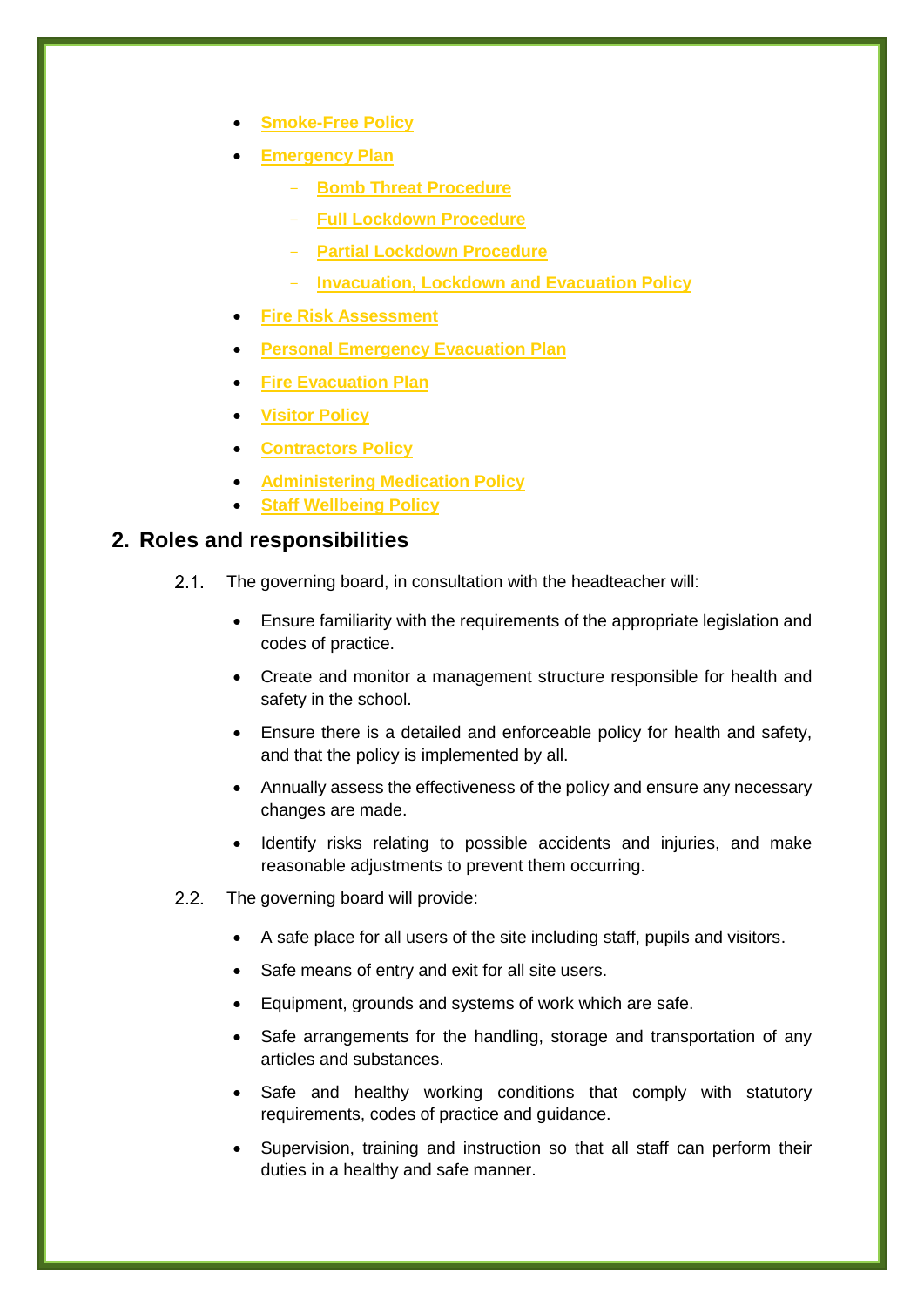- **Smoke-Free Policy**
- **Emergency Plan**
  - **Bomb Threat Procedure**
  - **Full Lockdown Procedure**
  - **Partial Lockdown Procedure**
  - **Invacuation, Lockdown and Evacuation Policy**
- **Fire Risk Assessment**
- **Personal Emergency Evacuation Plan**
- **Fire Evacuation Plan**
- **Visitor Policy**
- **Contractors Policy**
- **Administering Medication Policy**
- **Staff Wellbeing Policy**

## 2. Roles and responsibilities

2.1. The governing board, in consultation with the headteacher will:

- Ensure familiarity with the requirements of the appropriate legislation and codes of practice.
- Create and monitor a management structure responsible for health and safety in the school.
- Ensure there is a detailed and enforceable policy for health and safety, and that the policy is implemented by all.
- Annually assess the effectiveness of the policy and ensure any necessary changes are made.
- Identify risks relating to possible accidents and injuries, and make reasonable adjustments to prevent them occurring.

2.2. The governing board will provide:

- A safe place for all users of the site including staff, pupils and visitors.
- Safe means of entry and exit for all site users.
- Equipment, grounds and systems of work which are safe.
- Safe arrangements for the handling, storage and transportation of any articles and substances.
- Safe and healthy working conditions that comply with statutory requirements, codes of practice and guidance.
- Supervision, training and instruction so that all staff can perform their duties in a healthy and safe manner.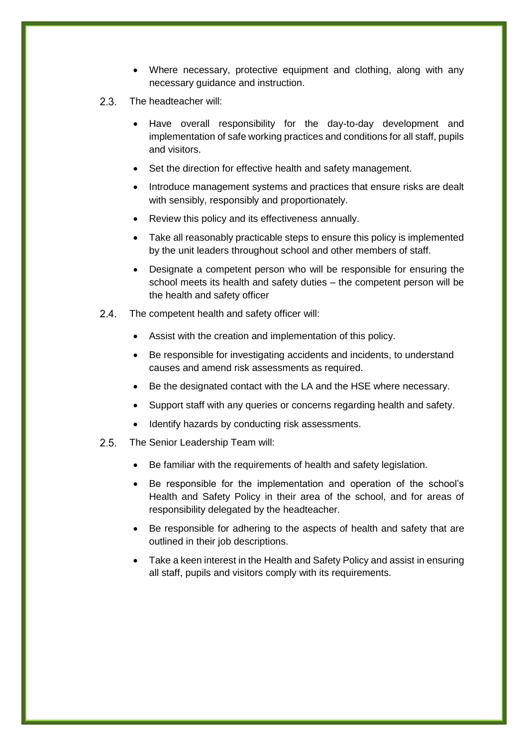- Where necessary, protective equipment and clothing, along with any necessary guidance and instruction.

2.3. The headteacher will:

- Have overall responsibility for the day-to-day development and implementation of safe working practices and conditions for all staff, pupils and visitors.
- Set the direction for effective health and safety management.
- Introduce management systems and practices that ensure risks are dealt with sensibly, responsibly and proportionately.
- Review this policy and its effectiveness annually.
- Take all reasonably practicable steps to ensure this policy is implemented by the unit leaders throughout school and other members of staff.
- Designate a competent person who will be responsible for ensuring the school meets its health and safety duties – the competent person will be the health and safety officer

2.4. The competent health and safety officer will:

- Assist with the creation and implementation of this policy.
- Be responsible for investigating accidents and incidents, to understand causes and amend risk assessments as required.
- Be the designated contact with the LA and the HSE where necessary.
- Support staff with any queries or concerns regarding health and safety.
- Identify hazards by conducting risk assessments.

2.5. The Senior Leadership Team will:

- Be familiar with the requirements of health and safety legislation.
- Be responsible for the implementation and operation of the school's Health and Safety Policy in their area of the school, and for areas of responsibility delegated by the headteacher.
- Be responsible for adhering to the aspects of health and safety that are outlined in their job descriptions.
- Take a keen interest in the Health and Safety Policy and assist in ensuring all staff, pupils and visitors comply with its requirements.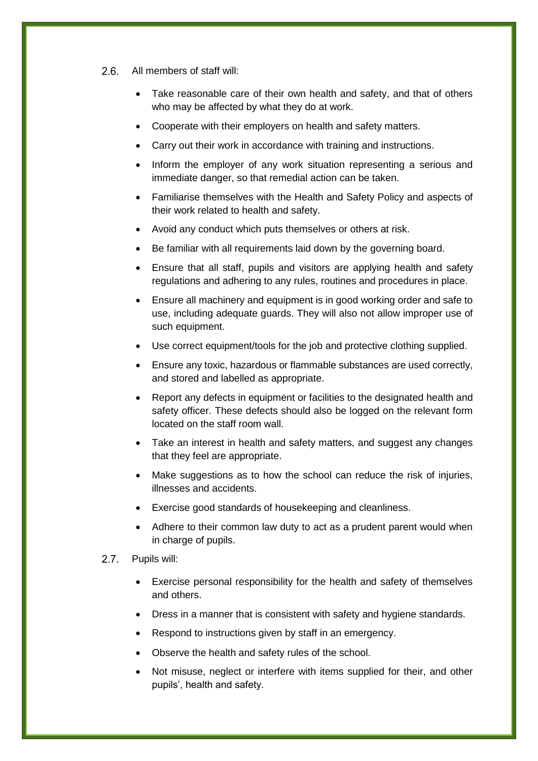2.6. All members of staff will:

- Take reasonable care of their own health and safety, and that of others who may be affected by what they do at work.
- Cooperate with their employers on health and safety matters.
- Carry out their work in accordance with training and instructions.
- Inform the employer of any work situation representing a serious and immediate danger, so that remedial action can be taken.
- Familiarise themselves with the Health and Safety Policy and aspects of their work related to health and safety.
- Avoid any conduct which puts themselves or others at risk.
- Be familiar with all requirements laid down by the governing board.
- Ensure that all staff, pupils and visitors are applying health and safety regulations and adhering to any rules, routines and procedures in place.
- Ensure all machinery and equipment is in good working order and safe to use, including adequate guards. They will also not allow improper use of such equipment.
- Use correct equipment/tools for the job and protective clothing supplied.
- Ensure any toxic, hazardous or flammable substances are used correctly, and stored and labelled as appropriate.
- Report any defects in equipment or facilities to the designated health and safety officer. These defects should also be logged on the relevant form located on the staff room wall.
- Take an interest in health and safety matters, and suggest any changes that they feel are appropriate.
- Make suggestions as to how the school can reduce the risk of injuries, illnesses and accidents.
- Exercise good standards of housekeeping and cleanliness.
- Adhere to their common law duty to act as a prudent parent would when in charge of pupils.

2.7. Pupils will:

- Exercise personal responsibility for the health and safety of themselves and others.
- Dress in a manner that is consistent with safety and hygiene standards.
- Respond to instructions given by staff in an emergency.
- Observe the health and safety rules of the school.
- Not misuse, neglect or interfere with items supplied for their, and other pupils', health and safety.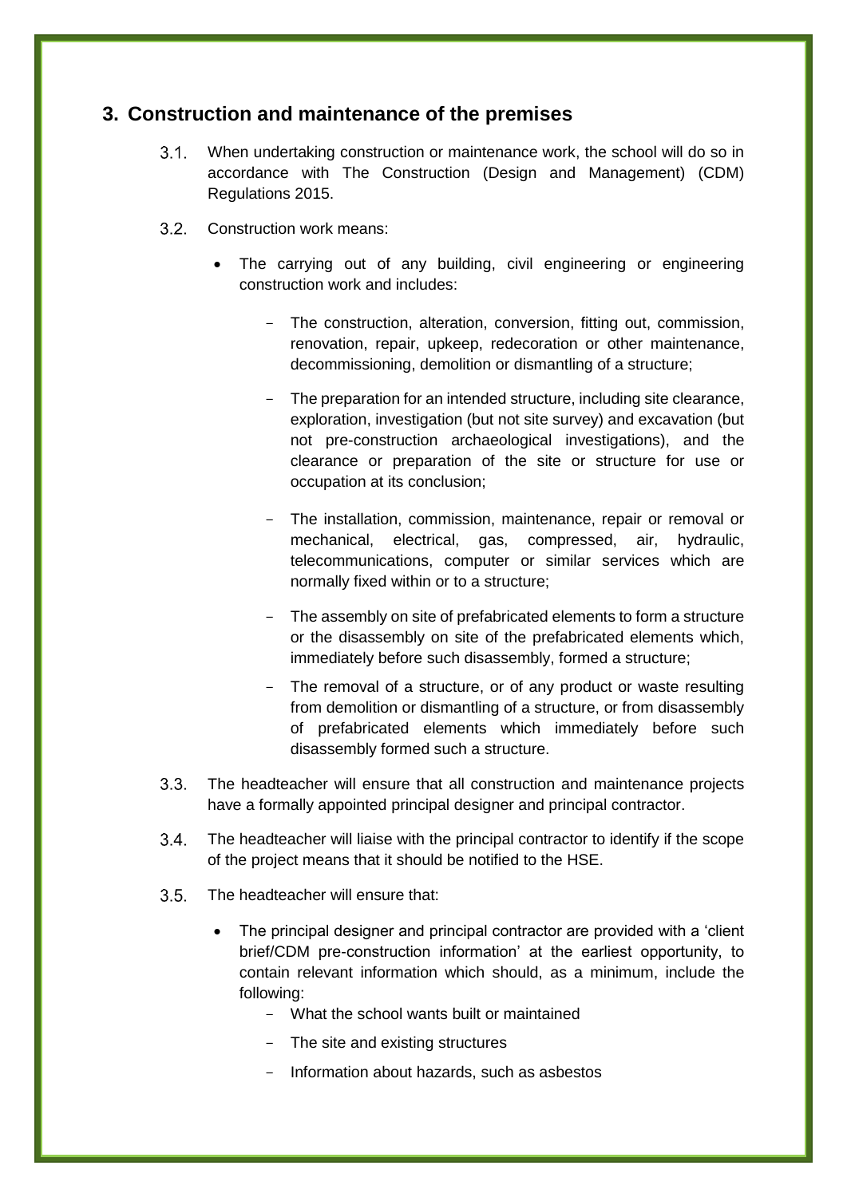## 3. Construction and maintenance of the premises

3.1. When undertaking construction or maintenance work, the school will do so in accordance with The Construction (Design and Management) (CDM) Regulations 2015.

3.2. Construction work means:

- The carrying out of any building, civil engineering or engineering construction work and includes:
  - The construction, alteration, conversion, fitting out, commission, renovation, repair, upkeep, redecoration or other maintenance, decommissioning, demolition or dismantling of a structure;
  - The preparation for an intended structure, including site clearance, exploration, investigation (but not site survey) and excavation (but not pre-construction archaeological investigations), and the clearance or preparation of the site or structure for use or occupation at its conclusion;
  - The installation, commission, maintenance, repair or removal or mechanical, electrical, gas, compressed, air, hydraulic, telecommunications, computer or similar services which are normally fixed within or to a structure;
  - The assembly on site of prefabricated elements to form a structure or the disassembly on site of the prefabricated elements which, immediately before such disassembly, formed a structure;
  - The removal of a structure, or of any product or waste resulting from demolition or dismantling of a structure, or from disassembly of prefabricated elements which immediately before such disassembly formed such a structure.

3.3. The headteacher will ensure that all construction and maintenance projects have a formally appointed principal designer and principal contractor.

3.4. The headteacher will liaise with the principal contractor to identify if the scope of the project means that it should be notified to the HSE.

3.5. The headteacher will ensure that:

- The principal designer and principal contractor are provided with a 'client brief/CDM pre-construction information' at the earliest opportunity, to contain relevant information which should, as a minimum, include the following:
  - What the school wants built or maintained
  - The site and existing structures
  - Information about hazards, such as asbestos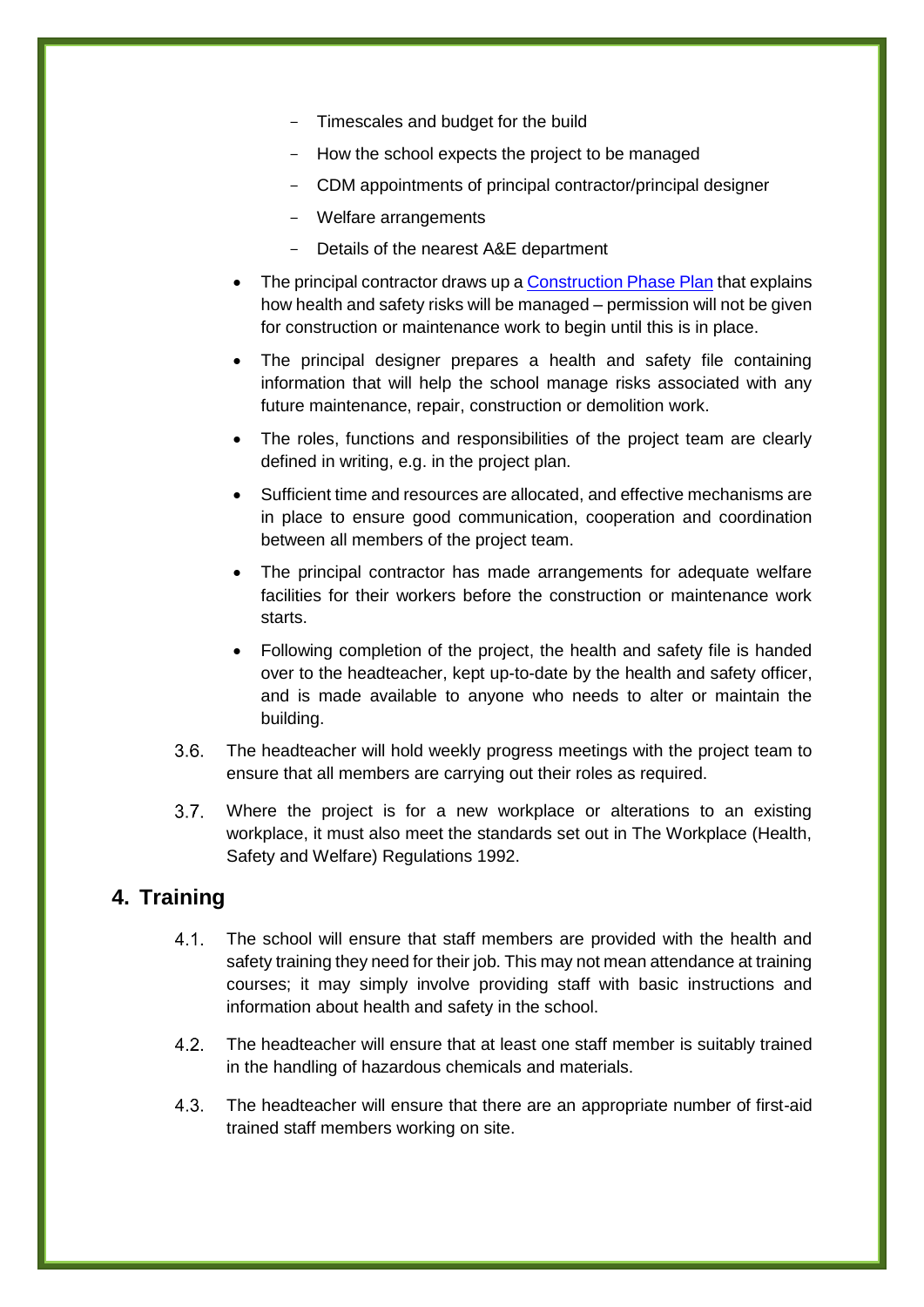- Timescales and budget for the build
  - How the school expects the project to be managed
  - CDM appointments of principal contractor/principal designer
  - Welfare arrangements
  - Details of the nearest A&E department

- The principal contractor draws up a Construction Phase Plan that explains how health and safety risks will be managed – permission will not be given for construction or maintenance work to begin until this is in place.
- The principal designer prepares a health and safety file containing information that will help the school manage risks associated with any future maintenance, repair, construction or demolition work.
- The roles, functions and responsibilities of the project team are clearly defined in writing, e.g. in the project plan.
- Sufficient time and resources are allocated, and effective mechanisms are in place to ensure good communication, cooperation and coordination between all members of the project team.
- The principal contractor has made arrangements for adequate welfare facilities for their workers before the construction or maintenance work starts.
- Following completion of the project, the health and safety file is handed over to the headteacher, kept up-to-date by the health and safety officer, and is made available to anyone who needs to alter or maintain the building.

3.6. The headteacher will hold weekly progress meetings with the project team to ensure that all members are carrying out their roles as required.

3.7. Where the project is for a new workplace or alterations to an existing workplace, it must also meet the standards set out in The Workplace (Health, Safety and Welfare) Regulations 1992.

## 4. Training

4.1. The school will ensure that staff members are provided with the health and safety training they need for their job. This may not mean attendance at training courses; it may simply involve providing staff with basic instructions and information about health and safety in the school.

4.2. The headteacher will ensure that at least one staff member is suitably trained in the handling of hazardous chemicals and materials.

4.3. The headteacher will ensure that there are an appropriate number of first-aid trained staff members working on site.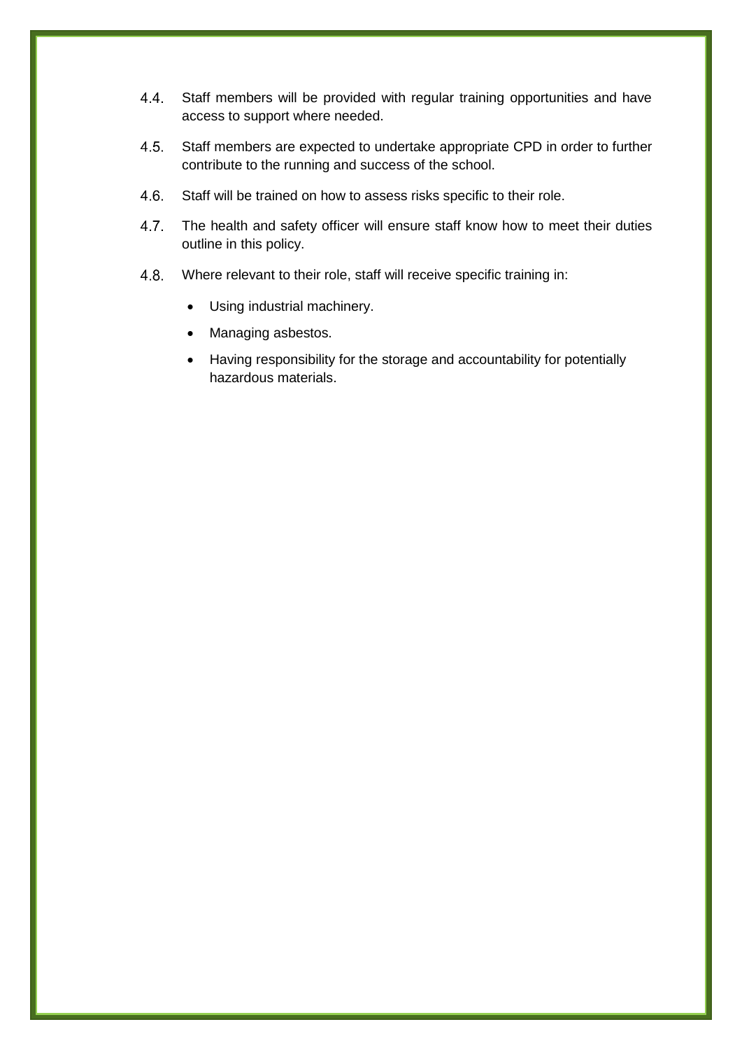4.4. Staff members will be provided with regular training opportunities and have access to support where needed.

4.5. Staff members are expected to undertake appropriate CPD in order to further contribute to the running and success of the school.

4.6. Staff will be trained on how to assess risks specific to their role.

4.7. The health and safety officer will ensure staff know how to meet their duties outline in this policy.

4.8. Where relevant to their role, staff will receive specific training in:

- Using industrial machinery.
- Managing asbestos.
- Having responsibility for the storage and accountability for potentially hazardous materials.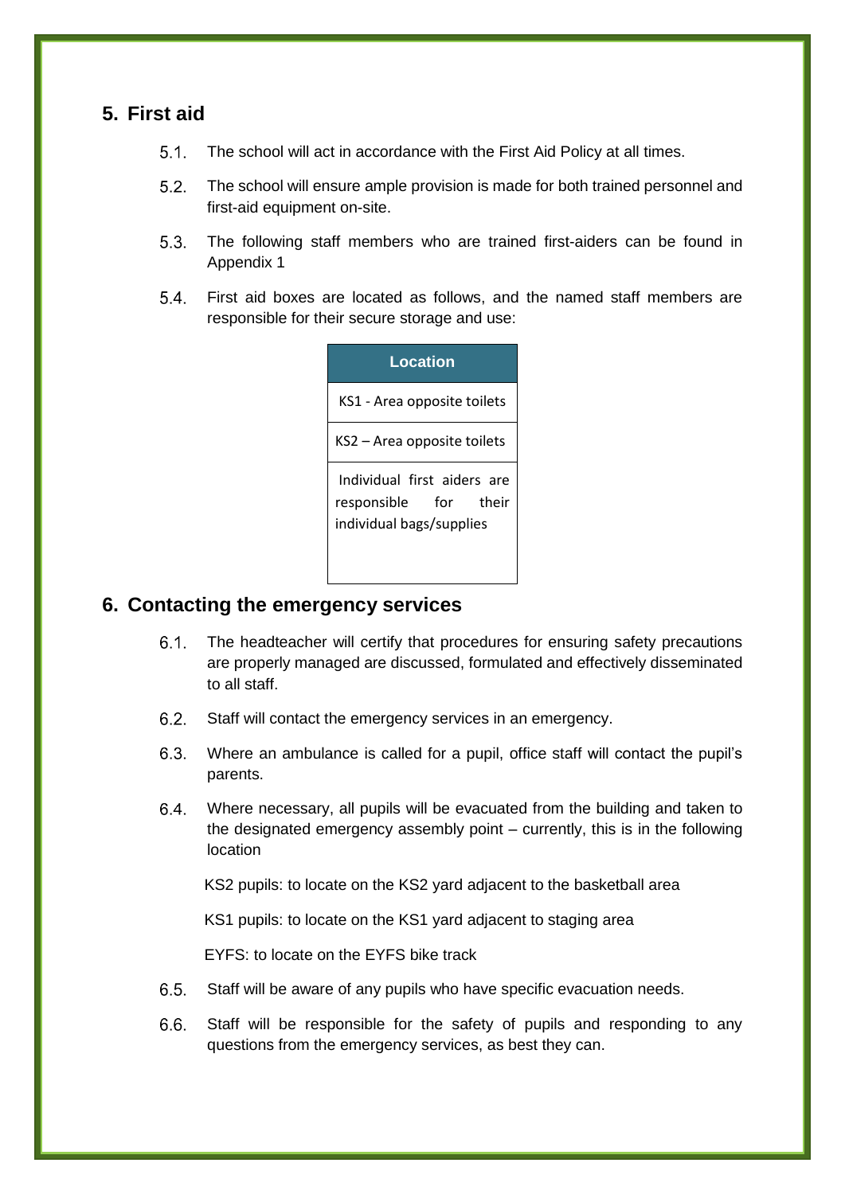## 5. First aid

5.1. The school will act in accordance with the First Aid Policy at all times.

5.2. The school will ensure ample provision is made for both trained personnel and first-aid equipment on-site.

5.3. The following staff members who are trained first-aiders can be found in Appendix 1

5.4. First aid boxes are located as follows, and the named staff members are responsible for their secure storage and use:

| Location |
|---|
| KS1 - Area opposite toilets |
| KS2 – Area opposite toilets |
| Individual first aiders are responsible for their individual bags/supplies |

## 6. Contacting the emergency services

6.1. The headteacher will certify that procedures for ensuring safety precautions are properly managed are discussed, formulated and effectively disseminated to all staff.

6.2. Staff will contact the emergency services in an emergency.

6.3. Where an ambulance is called for a pupil, office staff will contact the pupil's parents.

6.4. Where necessary, all pupils will be evacuated from the building and taken to the designated emergency assembly point – currently, this is in the following location

KS2 pupils: to locate on the KS2 yard adjacent to the basketball area

KS1 pupils: to locate on the KS1 yard adjacent to staging area

EYFS: to locate on the EYFS bike track

6.5. Staff will be aware of any pupils who have specific evacuation needs.

6.6. Staff will be responsible for the safety of pupils and responding to any questions from the emergency services, as best they can.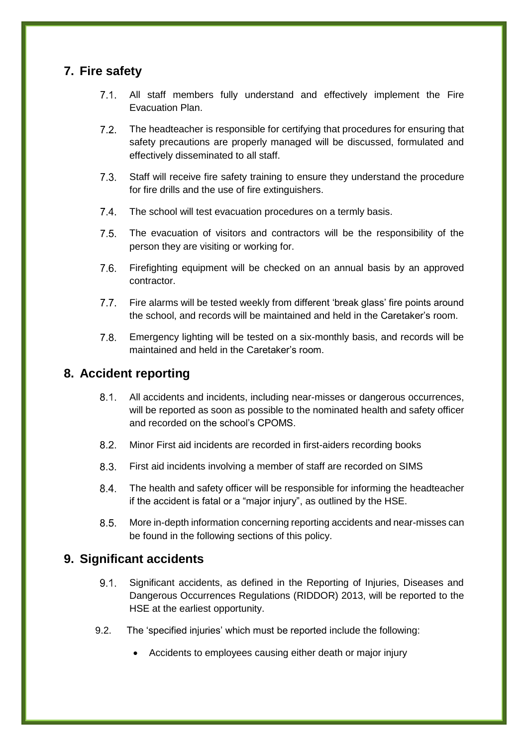## 7. Fire safety

7.1. All staff members fully understand and effectively implement the Fire Evacuation Plan.

7.2. The headteacher is responsible for certifying that procedures for ensuring that safety precautions are properly managed will be discussed, formulated and effectively disseminated to all staff.

7.3. Staff will receive fire safety training to ensure they understand the procedure for fire drills and the use of fire extinguishers.

7.4. The school will test evacuation procedures on a termly basis.

7.5. The evacuation of visitors and contractors will be the responsibility of the person they are visiting or working for.

7.6. Firefighting equipment will be checked on an annual basis by an approved contractor.

7.7. Fire alarms will be tested weekly from different 'break glass' fire points around the school, and records will be maintained and held in the Caretaker's room.

7.8. Emergency lighting will be tested on a six-monthly basis, and records will be maintained and held in the Caretaker's room.

## 8. Accident reporting

8.1. All accidents and incidents, including near-misses or dangerous occurrences, will be reported as soon as possible to the nominated health and safety officer and recorded on the school's CPOMS.

8.2. Minor First aid incidents are recorded in first-aiders recording books

8.3. First aid incidents involving a member of staff are recorded on SIMS

8.4. The health and safety officer will be responsible for informing the headteacher if the accident is fatal or a "major injury", as outlined by the HSE.

8.5. More in-depth information concerning reporting accidents and near-misses can be found in the following sections of this policy.

## 9. Significant accidents

9.1. Significant accidents, as defined in the Reporting of Injuries, Diseases and Dangerous Occurrences Regulations (RIDDOR) 2013, will be reported to the HSE at the earliest opportunity.

9.2. The 'specified injuries' which must be reported include the following:

- Accidents to employees causing either death or major injury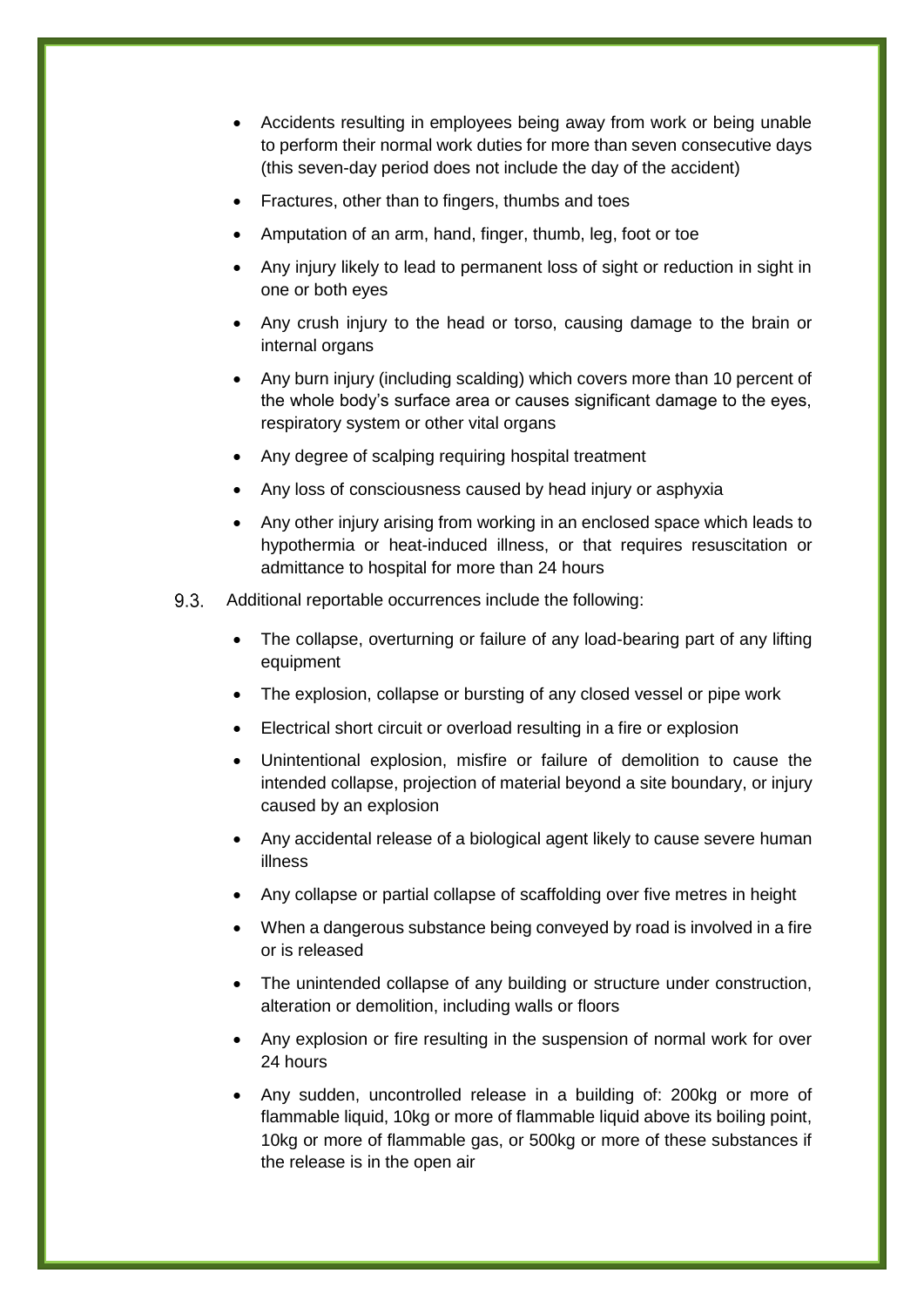- Accidents resulting in employees being away from work or being unable to perform their normal work duties for more than seven consecutive days (this seven-day period does not include the day of the accident)
- Fractures, other than to fingers, thumbs and toes
- Amputation of an arm, hand, finger, thumb, leg, foot or toe
- Any injury likely to lead to permanent loss of sight or reduction in sight in one or both eyes
- Any crush injury to the head or torso, causing damage to the brain or internal organs
- Any burn injury (including scalding) which covers more than 10 percent of the whole body's surface area or causes significant damage to the eyes, respiratory system or other vital organs
- Any degree of scalping requiring hospital treatment
- Any loss of consciousness caused by head injury or asphyxia
- Any other injury arising from working in an enclosed space which leads to hypothermia or heat-induced illness, or that requires resuscitation or admittance to hospital for more than 24 hours

9.3. Additional reportable occurrences include the following:

- The collapse, overturning or failure of any load-bearing part of any lifting equipment
- The explosion, collapse or bursting of any closed vessel or pipe work
- Electrical short circuit or overload resulting in a fire or explosion
- Unintentional explosion, misfire or failure of demolition to cause the intended collapse, projection of material beyond a site boundary, or injury caused by an explosion
- Any accidental release of a biological agent likely to cause severe human illness
- Any collapse or partial collapse of scaffolding over five metres in height
- When a dangerous substance being conveyed by road is involved in a fire or is released
- The unintended collapse of any building or structure under construction, alteration or demolition, including walls or floors
- Any explosion or fire resulting in the suspension of normal work for over 24 hours
- Any sudden, uncontrolled release in a building of: 200kg or more of flammable liquid, 10kg or more of flammable liquid above its boiling point, 10kg or more of flammable gas, or 500kg or more of these substances if the release is in the open air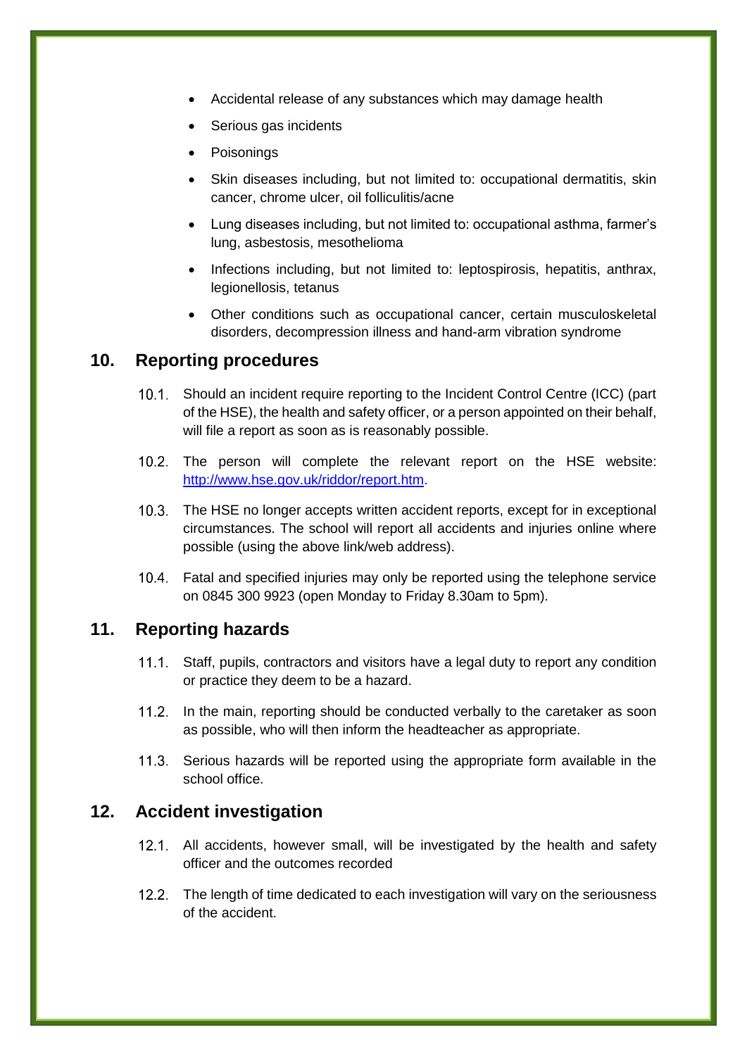- Accidental release of any substances which may damage health
- Serious gas incidents
- Poisonings
- Skin diseases including, but not limited to: occupational dermatitis, skin cancer, chrome ulcer, oil folliculitis/acne
- Lung diseases including, but not limited to: occupational asthma, farmer's lung, asbestosis, mesothelioma
- Infections including, but not limited to: leptospirosis, hepatitis, anthrax, legionellosis, tetanus
- Other conditions such as occupational cancer, certain musculoskeletal disorders, decompression illness and hand-arm vibration syndrome

## 10. Reporting procedures

10.1. Should an incident require reporting to the Incident Control Centre (ICC) (part of the HSE), the health and safety officer, or a person appointed on their behalf, will file a report as soon as is reasonably possible.

10.2. The person will complete the relevant report on the HSE website: [http://www.hse.gov.uk/riddor/report.htm](http://www.hse.gov.uk/riddor/report.htm).

10.3. The HSE no longer accepts written accident reports, except for in exceptional circumstances. The school will report all accidents and injuries online where possible (using the above link/web address).

10.4. Fatal and specified injuries may only be reported using the telephone service on 0845 300 9923 (open Monday to Friday 8.30am to 5pm).

## 11. Reporting hazards

11.1. Staff, pupils, contractors and visitors have a legal duty to report any condition or practice they deem to be a hazard.

11.2. In the main, reporting should be conducted verbally to the caretaker as soon as possible, who will then inform the headteacher as appropriate.

11.3. Serious hazards will be reported using the appropriate form available in the school office.

## 12. Accident investigation

12.1. All accidents, however small, will be investigated by the health and safety officer and the outcomes recorded

12.2. The length of time dedicated to each investigation will vary on the seriousness of the accident.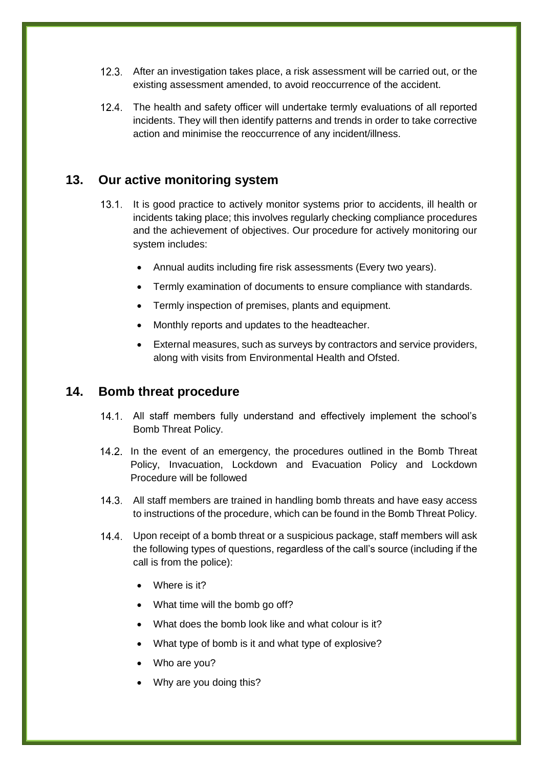12.3. After an investigation takes place, a risk assessment will be carried out, or the existing assessment amended, to avoid reoccurrence of the accident.

12.4. The health and safety officer will undertake termly evaluations of all reported incidents. They will then identify patterns and trends in order to take corrective action and minimise the reoccurrence of any incident/illness.

## 13. Our active monitoring system

13.1. It is good practice to actively monitor systems prior to accidents, ill health or incidents taking place; this involves regularly checking compliance procedures and the achievement of objectives. Our procedure for actively monitoring our system includes:

- Annual audits including fire risk assessments (Every two years).
- Termly examination of documents to ensure compliance with standards.
- Termly inspection of premises, plants and equipment.
- Monthly reports and updates to the headteacher.
- External measures, such as surveys by contractors and service providers, along with visits from Environmental Health and Ofsted.

## 14. Bomb threat procedure

14.1. All staff members fully understand and effectively implement the school's Bomb Threat Policy.

14.2. In the event of an emergency, the procedures outlined in the Bomb Threat Policy, Invacuation, Lockdown and Evacuation Policy and Lockdown Procedure will be followed

14.3. All staff members are trained in handling bomb threats and have easy access to instructions of the procedure, which can be found in the Bomb Threat Policy.

14.4. Upon receipt of a bomb threat or a suspicious package, staff members will ask the following types of questions, regardless of the call's source (including if the call is from the police):

- Where is it?
- What time will the bomb go off?
- What does the bomb look like and what colour is it?
- What type of bomb is it and what type of explosive?
- Who are you?
- Why are you doing this?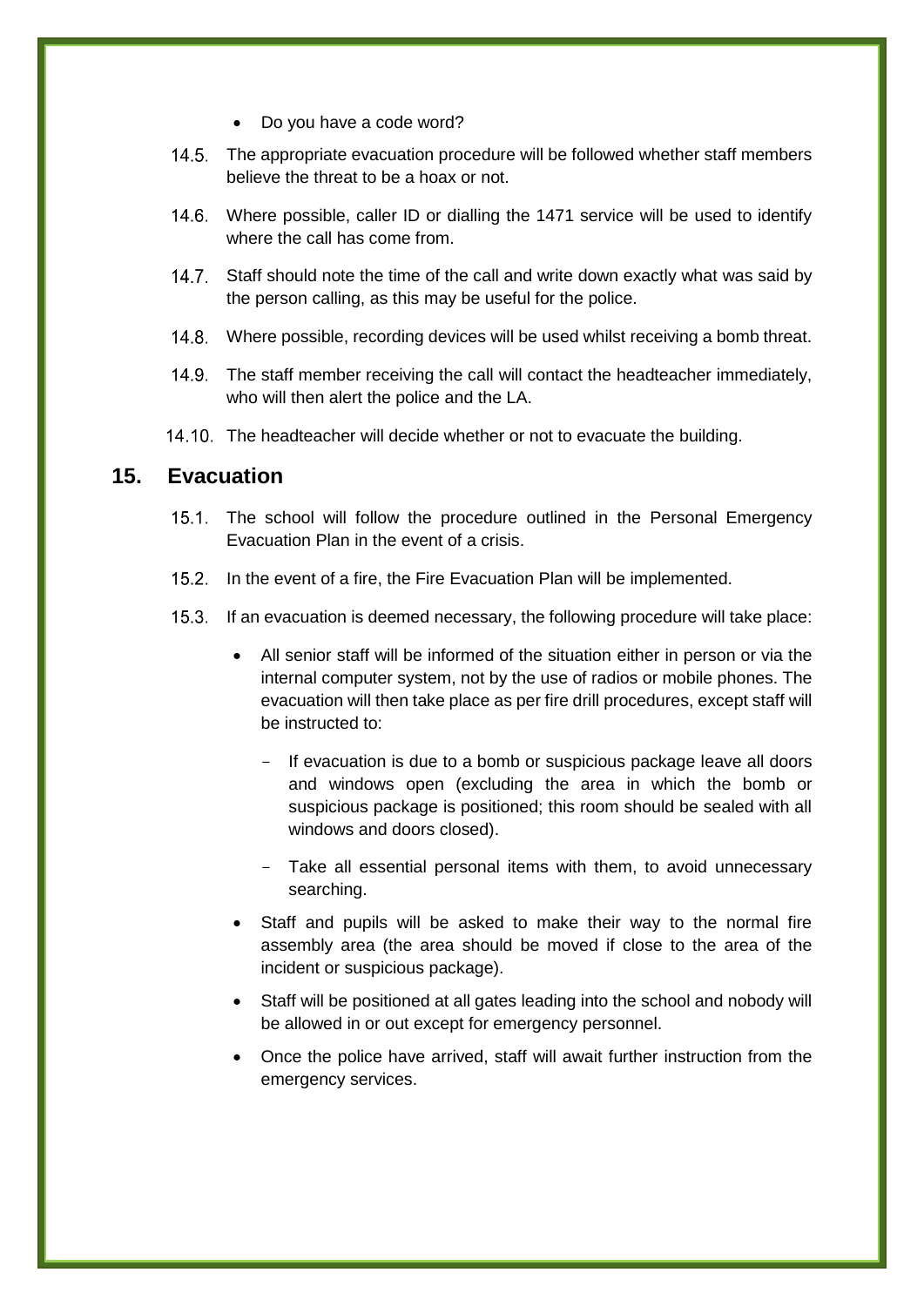- Do you have a code word?

14.5. The appropriate evacuation procedure will be followed whether staff members believe the threat to be a hoax or not.

14.6. Where possible, caller ID or dialling the 1471 service will be used to identify where the call has come from.

14.7. Staff should note the time of the call and write down exactly what was said by the person calling, as this may be useful for the police.

14.8. Where possible, recording devices will be used whilst receiving a bomb threat.

14.9. The staff member receiving the call will contact the headteacher immediately, who will then alert the police and the LA.

14.10. The headteacher will decide whether or not to evacuate the building.

## 15. Evacuation

15.1. The school will follow the procedure outlined in the Personal Emergency Evacuation Plan in the event of a crisis.

15.2. In the event of a fire, the Fire Evacuation Plan will be implemented.

15.3. If an evacuation is deemed necessary, the following procedure will take place:

- All senior staff will be informed of the situation either in person or via the internal computer system, not by the use of radios or mobile phones. The evacuation will then take place as per fire drill procedures, except staff will be instructed to:
  - If evacuation is due to a bomb or suspicious package leave all doors and windows open (excluding the area in which the bomb or suspicious package is positioned; this room should be sealed with all windows and doors closed).
  - Take all essential personal items with them, to avoid unnecessary searching.
- Staff and pupils will be asked to make their way to the normal fire assembly area (the area should be moved if close to the area of the incident or suspicious package).
- Staff will be positioned at all gates leading into the school and nobody will be allowed in or out except for emergency personnel.
- Once the police have arrived, staff will await further instruction from the emergency services.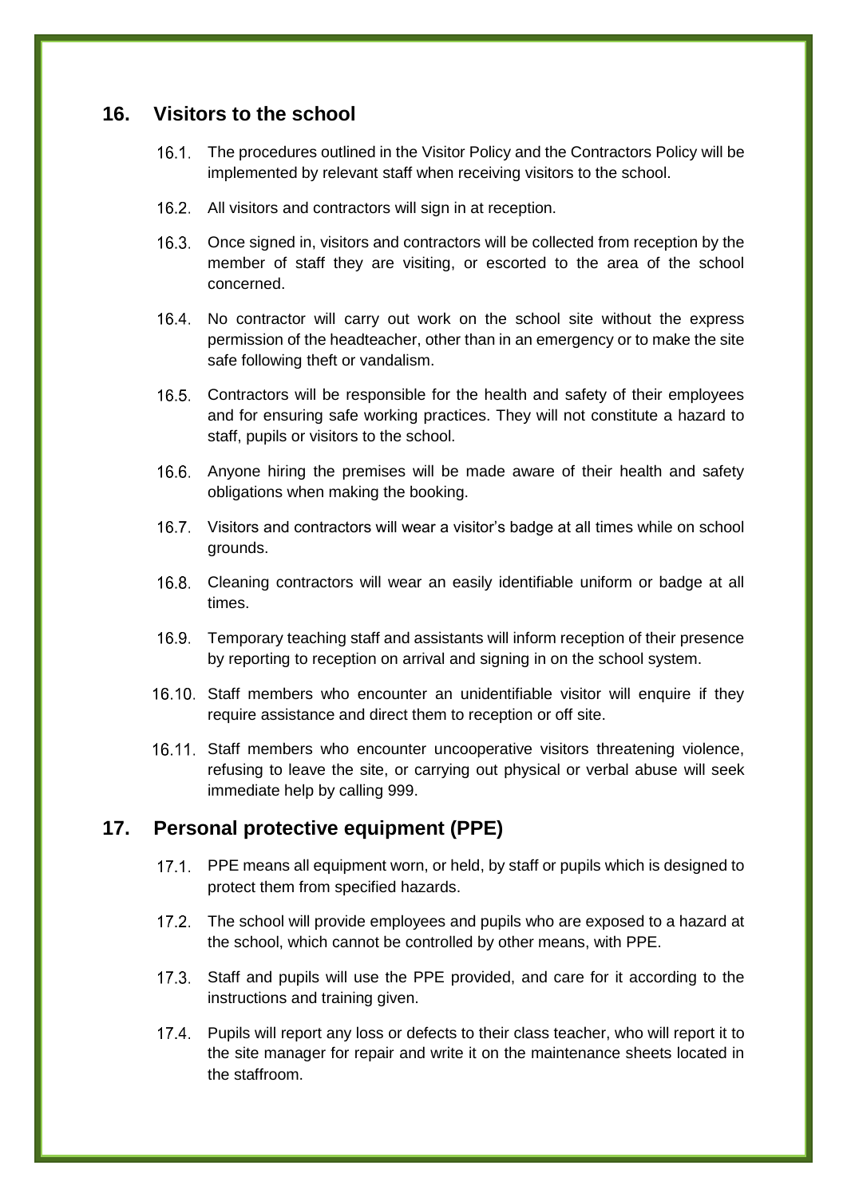## 16. Visitors to the school

16.1. The procedures outlined in the Visitor Policy and the Contractors Policy will be implemented by relevant staff when receiving visitors to the school.

16.2. All visitors and contractors will sign in at reception.

16.3. Once signed in, visitors and contractors will be collected from reception by the member of staff they are visiting, or escorted to the area of the school concerned.

16.4. No contractor will carry out work on the school site without the express permission of the headteacher, other than in an emergency or to make the site safe following theft or vandalism.

16.5. Contractors will be responsible for the health and safety of their employees and for ensuring safe working practices. They will not constitute a hazard to staff, pupils or visitors to the school.

16.6. Anyone hiring the premises will be made aware of their health and safety obligations when making the booking.

16.7. Visitors and contractors will wear a visitor's badge at all times while on school grounds.

16.8. Cleaning contractors will wear an easily identifiable uniform or badge at all times.

16.9. Temporary teaching staff and assistants will inform reception of their presence by reporting to reception on arrival and signing in on the school system.

16.10. Staff members who encounter an unidentifiable visitor will enquire if they require assistance and direct them to reception or off site.

16.11. Staff members who encounter uncooperative visitors threatening violence, refusing to leave the site, or carrying out physical or verbal abuse will seek immediate help by calling 999.

## 17. Personal protective equipment (PPE)

17.1. PPE means all equipment worn, or held, by staff or pupils which is designed to protect them from specified hazards.

17.2. The school will provide employees and pupils who are exposed to a hazard at the school, which cannot be controlled by other means, with PPE.

17.3. Staff and pupils will use the PPE provided, and care for it according to the instructions and training given.

17.4. Pupils will report any loss or defects to their class teacher, who will report it to the site manager for repair and write it on the maintenance sheets located in the staffroom.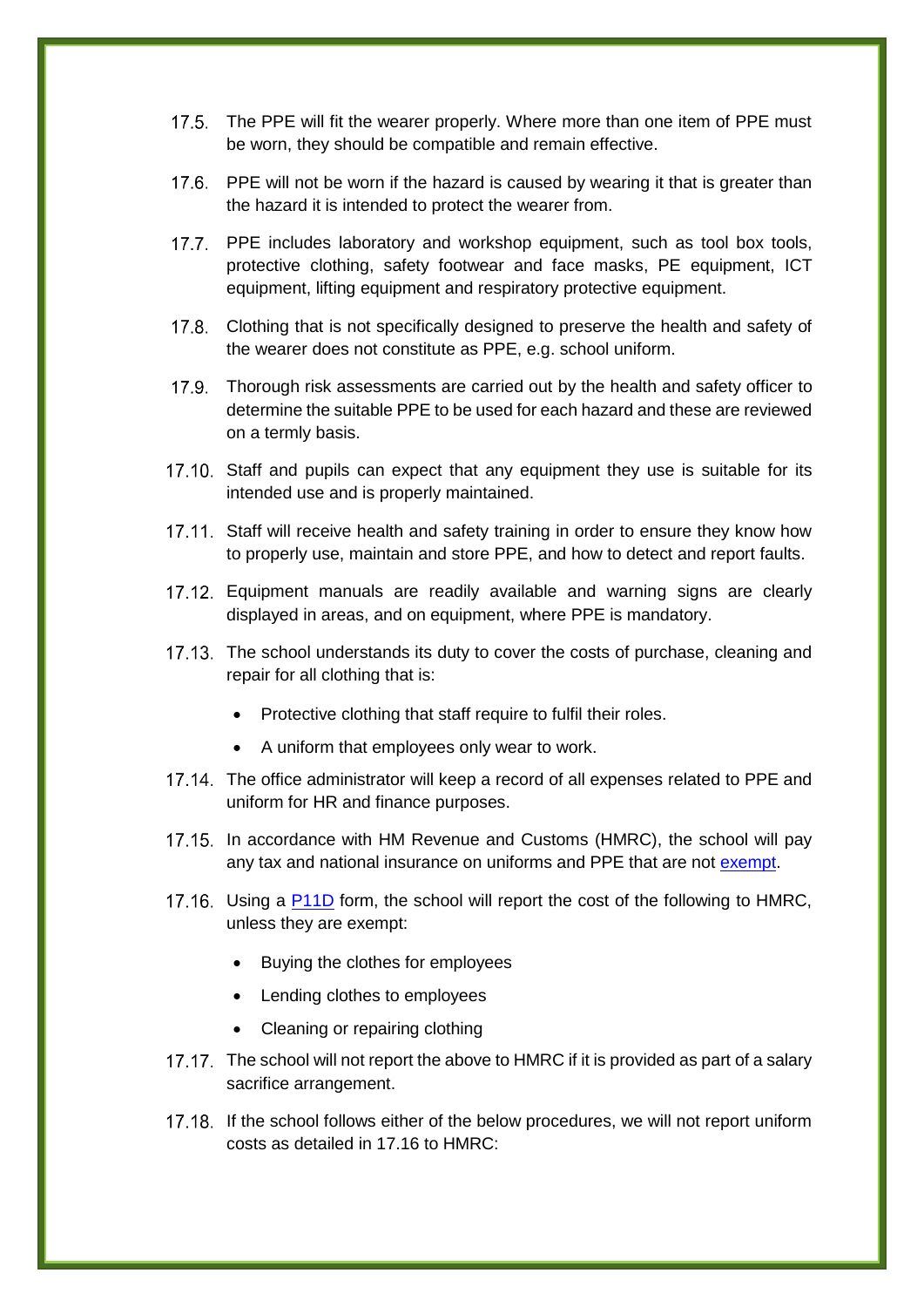17.5. The PPE will fit the wearer properly. Where more than one item of PPE must be worn, they should be compatible and remain effective.

17.6. PPE will not be worn if the hazard is caused by wearing it that is greater than the hazard it is intended to protect the wearer from.

17.7. PPE includes laboratory and workshop equipment, such as tool box tools, protective clothing, safety footwear and face masks, PE equipment, ICT equipment, lifting equipment and respiratory protective equipment.

17.8. Clothing that is not specifically designed to preserve the health and safety of the wearer does not constitute as PPE, e.g. school uniform.

17.9. Thorough risk assessments are carried out by the health and safety officer to determine the suitable PPE to be used for each hazard and these are reviewed on a termly basis.

17.10. Staff and pupils can expect that any equipment they use is suitable for its intended use and is properly maintained.

17.11. Staff will receive health and safety training in order to ensure they know how to properly use, maintain and store PPE, and how to detect and report faults.

17.12. Equipment manuals are readily available and warning signs are clearly displayed in areas, and on equipment, where PPE is mandatory.

17.13. The school understands its duty to cover the costs of purchase, cleaning and repair for all clothing that is:

- Protective clothing that staff require to fulfil their roles.
- A uniform that employees only wear to work.

17.14. The office administrator will keep a record of all expenses related to PPE and uniform for HR and finance purposes.

17.15. In accordance with HM Revenue and Customs (HMRC), the school will pay any tax and national insurance on uniforms and PPE that are not exempt.

17.16. Using a P11D form, the school will report the cost of the following to HMRC, unless they are exempt:

- Buying the clothes for employees
- Lending clothes to employees
- Cleaning or repairing clothing

17.17. The school will not report the above to HMRC if it is provided as part of a salary sacrifice arrangement.

17.18. If the school follows either of the below procedures, we will not report uniform costs as detailed in 17.16 to HMRC: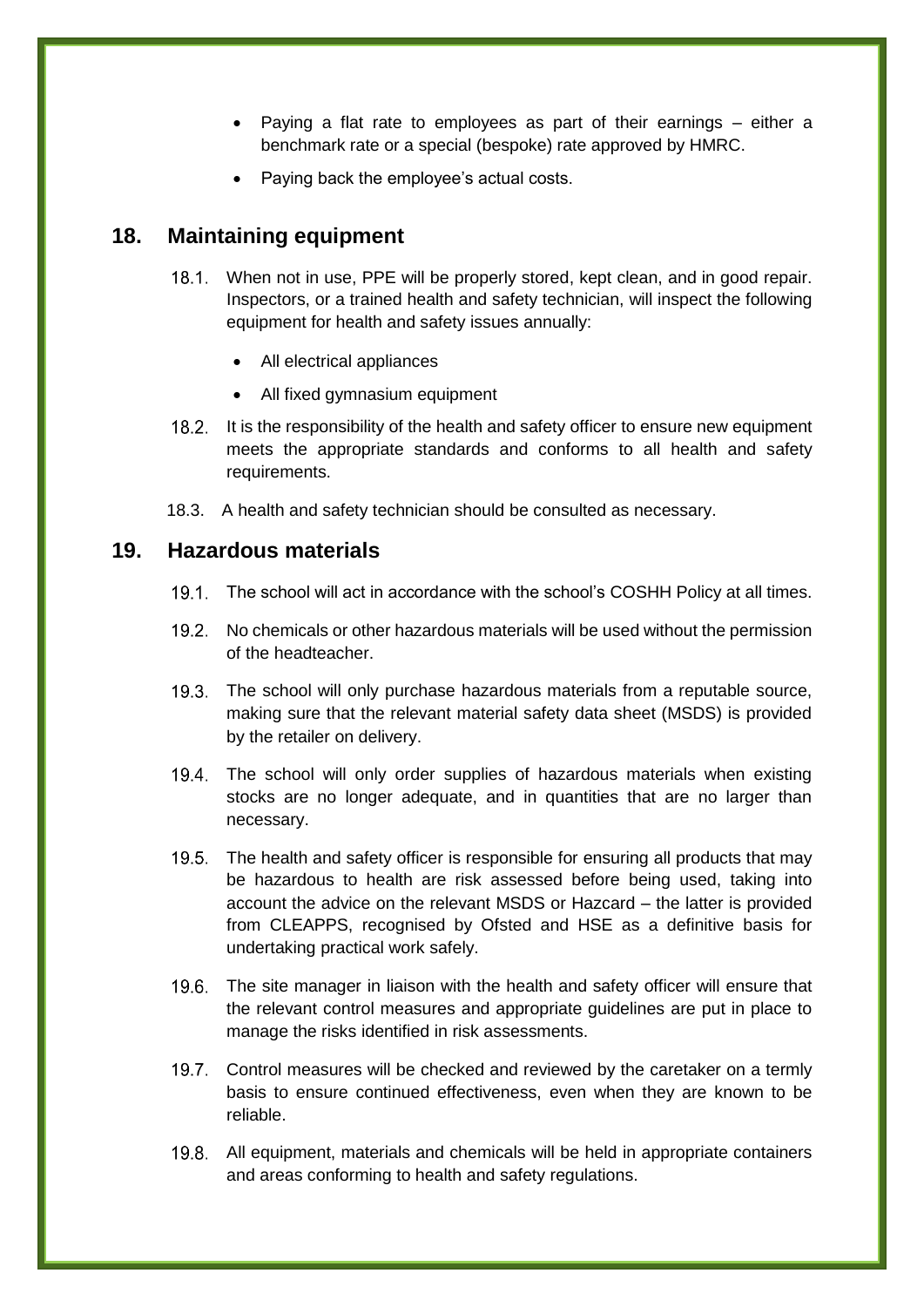- Paying a flat rate to employees as part of their earnings – either a benchmark rate or a special (bespoke) rate approved by HMRC.
- Paying back the employee's actual costs.

## 18. Maintaining equipment

18.1. When not in use, PPE will be properly stored, kept clean, and in good repair. Inspectors, or a trained health and safety technician, will inspect the following equipment for health and safety issues annually:

- All electrical appliances
- All fixed gymnasium equipment

18.2. It is the responsibility of the health and safety officer to ensure new equipment meets the appropriate standards and conforms to all health and safety requirements.

18.3. A health and safety technician should be consulted as necessary.

## 19. Hazardous materials

19.1. The school will act in accordance with the school's COSHH Policy at all times.

19.2. No chemicals or other hazardous materials will be used without the permission of the headteacher.

19.3. The school will only purchase hazardous materials from a reputable source, making sure that the relevant material safety data sheet (MSDS) is provided by the retailer on delivery.

19.4. The school will only order supplies of hazardous materials when existing stocks are no longer adequate, and in quantities that are no larger than necessary.

19.5. The health and safety officer is responsible for ensuring all products that may be hazardous to health are risk assessed before being used, taking into account the advice on the relevant MSDS or Hazcard – the latter is provided from CLEAPPS, recognised by Ofsted and HSE as a definitive basis for undertaking practical work safely.

19.6. The site manager in liaison with the health and safety officer will ensure that the relevant control measures and appropriate guidelines are put in place to manage the risks identified in risk assessments.

19.7. Control measures will be checked and reviewed by the caretaker on a termly basis to ensure continued effectiveness, even when they are known to be reliable.

19.8. All equipment, materials and chemicals will be held in appropriate containers and areas conforming to health and safety regulations.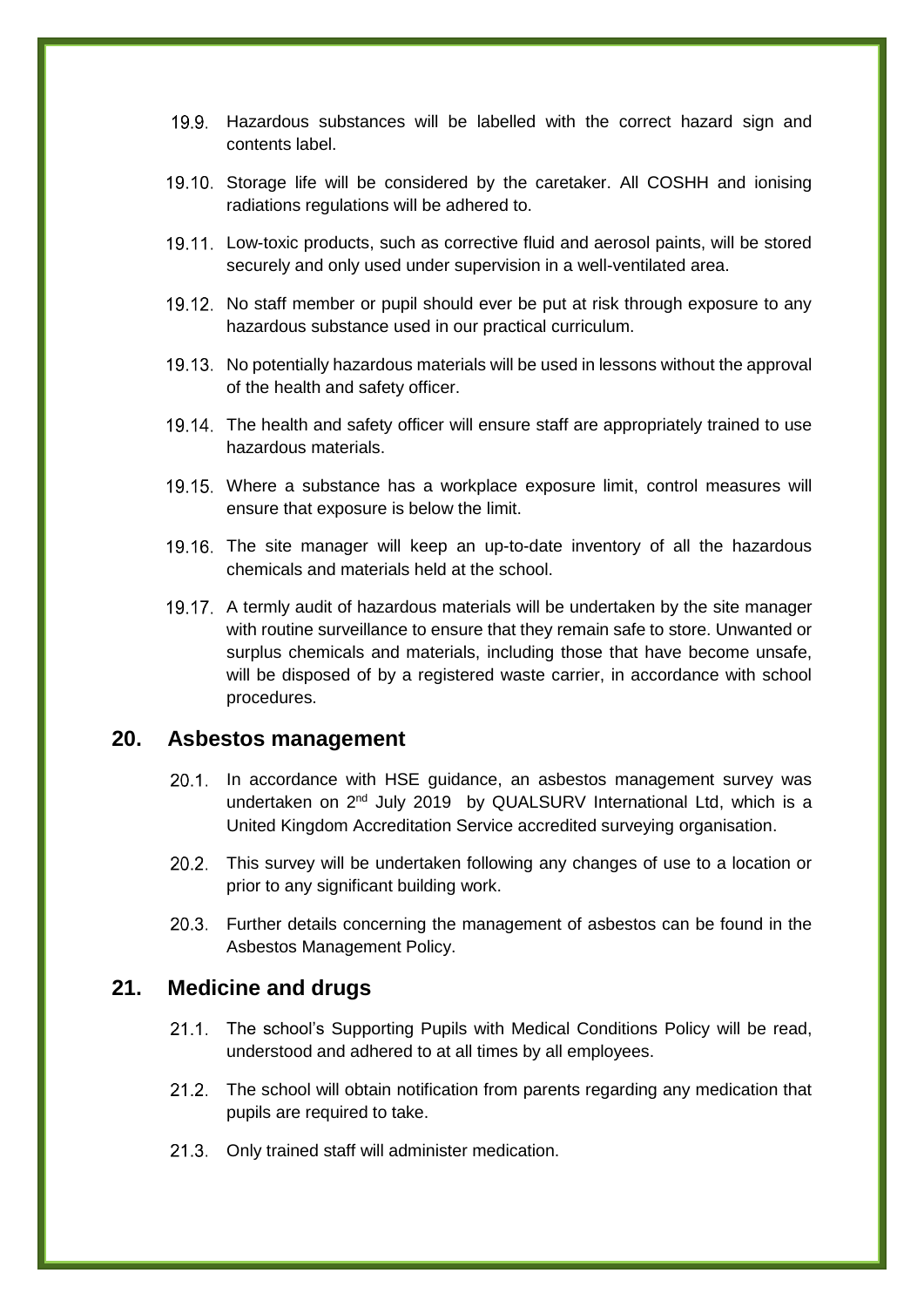19.9. Hazardous substances will be labelled with the correct hazard sign and contents label.

19.10. Storage life will be considered by the caretaker. All COSHH and ionising radiations regulations will be adhered to.

19.11. Low-toxic products, such as corrective fluid and aerosol paints, will be stored securely and only used under supervision in a well-ventilated area.

19.12. No staff member or pupil should ever be put at risk through exposure to any hazardous substance used in our practical curriculum.

19.13. No potentially hazardous materials will be used in lessons without the approval of the health and safety officer.

19.14. The health and safety officer will ensure staff are appropriately trained to use hazardous materials.

19.15. Where a substance has a workplace exposure limit, control measures will ensure that exposure is below the limit.

19.16. The site manager will keep an up-to-date inventory of all the hazardous chemicals and materials held at the school.

19.17. A termly audit of hazardous materials will be undertaken by the site manager with routine surveillance to ensure that they remain safe to store. Unwanted or surplus chemicals and materials, including those that have become unsafe, will be disposed of by a registered waste carrier, in accordance with school procedures.

## 20. Asbestos management

20.1. In accordance with HSE guidance, an asbestos management survey was undertaken on 2nd July 2019 by QUALSURV International Ltd, which is a United Kingdom Accreditation Service accredited surveying organisation.

20.2. This survey will be undertaken following any changes of use to a location or prior to any significant building work.

20.3. Further details concerning the management of asbestos can be found in the Asbestos Management Policy.

## 21. Medicine and drugs

21.1. The school's Supporting Pupils with Medical Conditions Policy will be read, understood and adhered to at all times by all employees.

21.2. The school will obtain notification from parents regarding any medication that pupils are required to take.

21.3. Only trained staff will administer medication.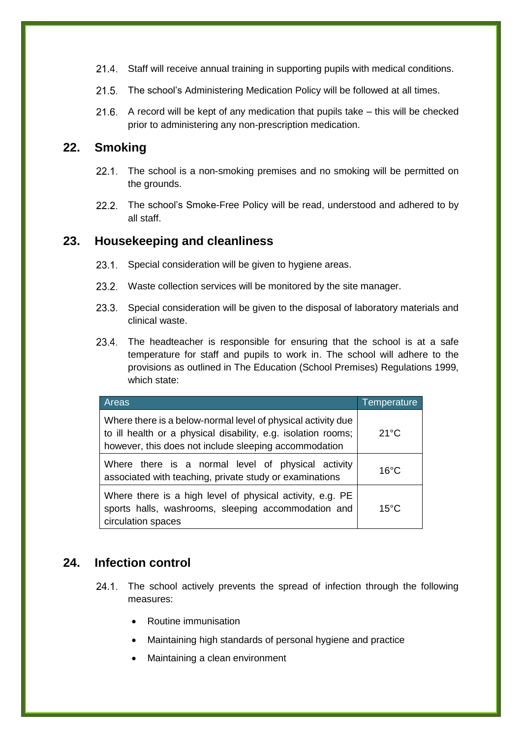21.4. Staff will receive annual training in supporting pupils with medical conditions.

21.5. The school's Administering Medication Policy will be followed at all times.

21.6. A record will be kept of any medication that pupils take – this will be checked prior to administering any non-prescription medication.

## 22. Smoking

22.1. The school is a non-smoking premises and no smoking will be permitted on the grounds.

22.2. The school's Smoke-Free Policy will be read, understood and adhered to by all staff.

## 23. Housekeeping and cleanliness

23.1. Special consideration will be given to hygiene areas.

23.2. Waste collection services will be monitored by the site manager.

23.3. Special consideration will be given to the disposal of laboratory materials and clinical waste.

23.4. The headteacher is responsible for ensuring that the school is at a safe temperature for staff and pupils to work in. The school will adhere to the provisions as outlined in The Education (School Premises) Regulations 1999, which state:

| Areas | Temperature |
|---|---|
| Where there is a below-normal level of physical activity due to ill health or a physical disability, e.g. isolation rooms; however, this does not include sleeping accommodation | 21°C |
| Where there is a normal level of physical activity associated with teaching, private study or examinations | 16°C |
| Where there is a high level of physical activity, e.g. PE sports halls, washrooms, sleeping accommodation and circulation spaces | 15°C |

## 24. Infection control

24.1. The school actively prevents the spread of infection through the following measures:

- Routine immunisation
- Maintaining high standards of personal hygiene and practice
- Maintaining a clean environment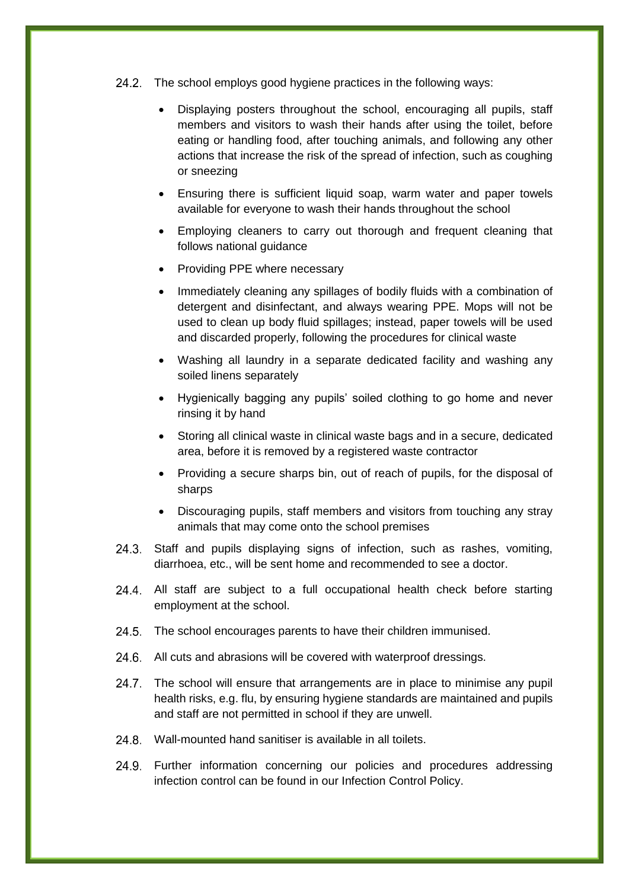24.2. The school employs good hygiene practices in the following ways:

- Displaying posters throughout the school, encouraging all pupils, staff members and visitors to wash their hands after using the toilet, before eating or handling food, after touching animals, and following any other actions that increase the risk of the spread of infection, such as coughing or sneezing
- Ensuring there is sufficient liquid soap, warm water and paper towels available for everyone to wash their hands throughout the school
- Employing cleaners to carry out thorough and frequent cleaning that follows national guidance
- Providing PPE where necessary
- Immediately cleaning any spillages of bodily fluids with a combination of detergent and disinfectant, and always wearing PPE. Mops will not be used to clean up body fluid spillages; instead, paper towels will be used and discarded properly, following the procedures for clinical waste
- Washing all laundry in a separate dedicated facility and washing any soiled linens separately
- Hygienically bagging any pupils' soiled clothing to go home and never rinsing it by hand
- Storing all clinical waste in clinical waste bags and in a secure, dedicated area, before it is removed by a registered waste contractor
- Providing a secure sharps bin, out of reach of pupils, for the disposal of sharps
- Discouraging pupils, staff members and visitors from touching any stray animals that may come onto the school premises

24.3. Staff and pupils displaying signs of infection, such as rashes, vomiting, diarrhoea, etc., will be sent home and recommended to see a doctor.

24.4. All staff are subject to a full occupational health check before starting employment at the school.

24.5. The school encourages parents to have their children immunised.

24.6. All cuts and abrasions will be covered with waterproof dressings.

24.7. The school will ensure that arrangements are in place to minimise any pupil health risks, e.g. flu, by ensuring hygiene standards are maintained and pupils and staff are not permitted in school if they are unwell.

24.8. Wall-mounted hand sanitiser is available in all toilets.

24.9. Further information concerning our policies and procedures addressing infection control can be found in our Infection Control Policy.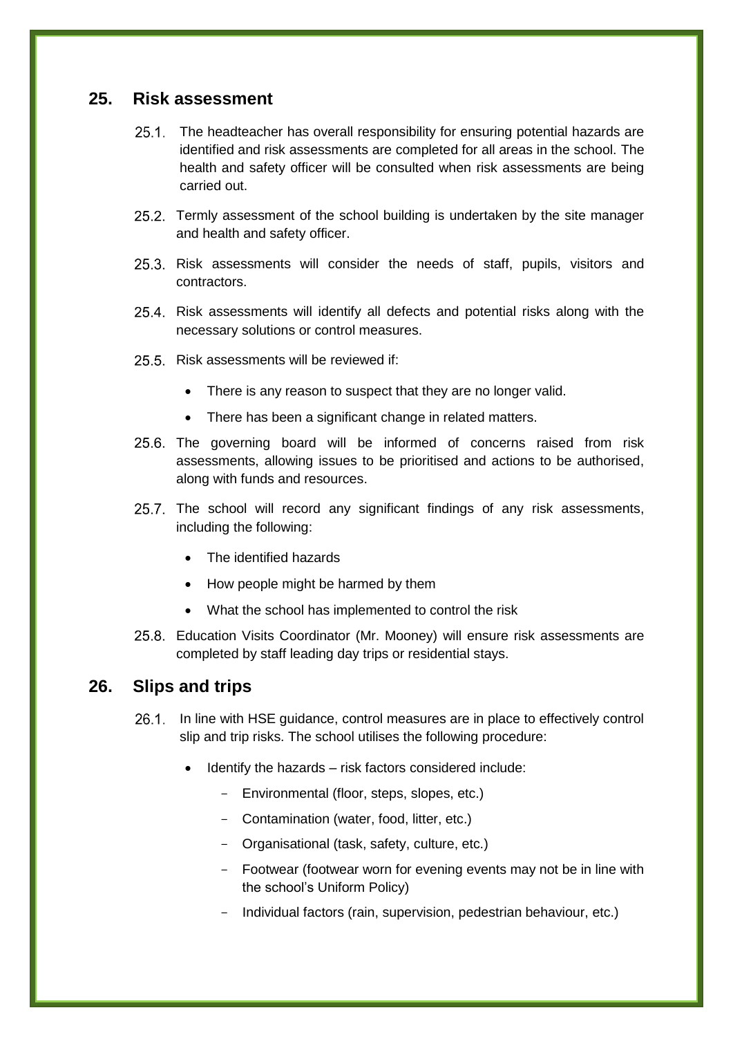## 25. Risk assessment

25.1. The headteacher has overall responsibility for ensuring potential hazards are identified and risk assessments are completed for all areas in the school. The health and safety officer will be consulted when risk assessments are being carried out.

25.2. Termly assessment of the school building is undertaken by the site manager and health and safety officer.

25.3. Risk assessments will consider the needs of staff, pupils, visitors and contractors.

25.4. Risk assessments will identify all defects and potential risks along with the necessary solutions or control measures.

25.5. Risk assessments will be reviewed if:

- There is any reason to suspect that they are no longer valid.
- There has been a significant change in related matters.

25.6. The governing board will be informed of concerns raised from risk assessments, allowing issues to be prioritised and actions to be authorised, along with funds and resources.

25.7. The school will record any significant findings of any risk assessments, including the following:

- The identified hazards
- How people might be harmed by them
- What the school has implemented to control the risk

25.8. Education Visits Coordinator (Mr. Mooney) will ensure risk assessments are completed by staff leading day trips or residential stays.

## 26. Slips and trips

26.1. In line with HSE guidance, control measures are in place to effectively control slip and trip risks. The school utilises the following procedure:

- Identify the hazards – risk factors considered include:
  - Environmental (floor, steps, slopes, etc.)
  - Contamination (water, food, litter, etc.)
  - Organisational (task, safety, culture, etc.)
  - Footwear (footwear worn for evening events may not be in line with the school's Uniform Policy)
  - Individual factors (rain, supervision, pedestrian behaviour, etc.)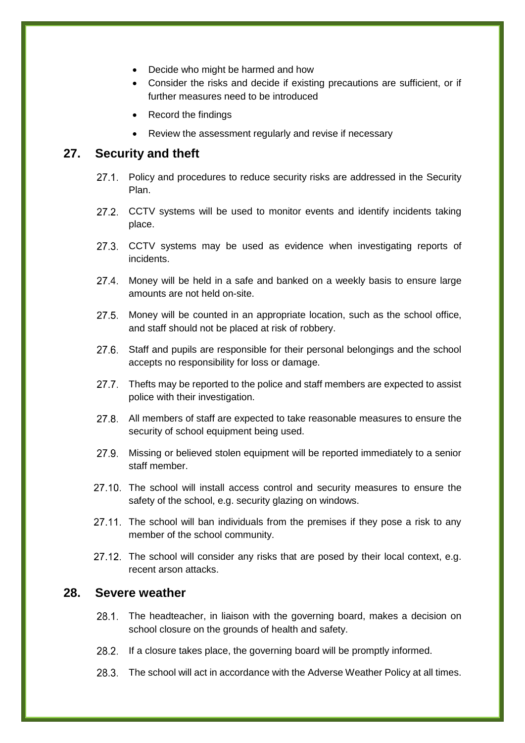- Decide who might be harmed and how
- Consider the risks and decide if existing precautions are sufficient, or if further measures need to be introduced
- Record the findings
- Review the assessment regularly and revise if necessary

## 27. Security and theft

27.1. Policy and procedures to reduce security risks are addressed in the Security Plan.

27.2. CCTV systems will be used to monitor events and identify incidents taking place.

27.3. CCTV systems may be used as evidence when investigating reports of incidents.

27.4. Money will be held in a safe and banked on a weekly basis to ensure large amounts are not held on-site.

27.5. Money will be counted in an appropriate location, such as the school office, and staff should not be placed at risk of robbery.

27.6. Staff and pupils are responsible for their personal belongings and the school accepts no responsibility for loss or damage.

27.7. Thefts may be reported to the police and staff members are expected to assist police with their investigation.

27.8. All members of staff are expected to take reasonable measures to ensure the security of school equipment being used.

27.9. Missing or believed stolen equipment will be reported immediately to a senior staff member.

27.10. The school will install access control and security measures to ensure the safety of the school, e.g. security glazing on windows.

27.11. The school will ban individuals from the premises if they pose a risk to any member of the school community.

27.12. The school will consider any risks that are posed by their local context, e.g. recent arson attacks.

## 28. Severe weather

28.1. The headteacher, in liaison with the governing board, makes a decision on school closure on the grounds of health and safety.

28.2. If a closure takes place, the governing board will be promptly informed.

28.3. The school will act in accordance with the Adverse Weather Policy at all times.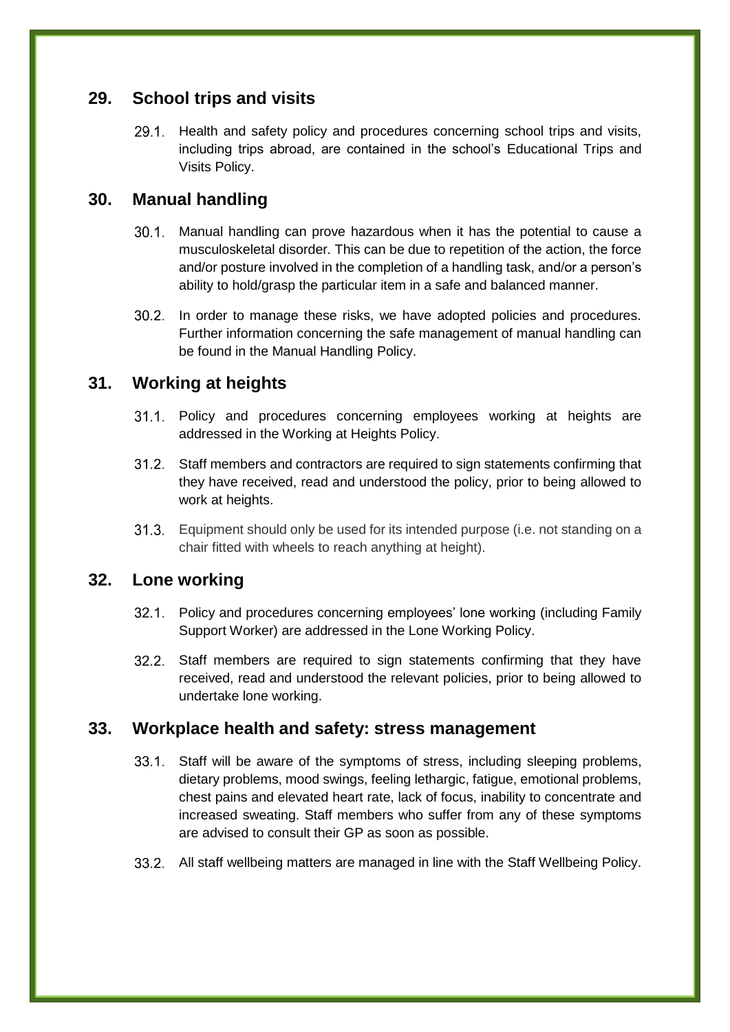## 29. School trips and visits

29.1. Health and safety policy and procedures concerning school trips and visits, including trips abroad, are contained in the school's Educational Trips and Visits Policy.

## 30. Manual handling

30.1. Manual handling can prove hazardous when it has the potential to cause a musculoskeletal disorder. This can be due to repetition of the action, the force and/or posture involved in the completion of a handling task, and/or a person's ability to hold/grasp the particular item in a safe and balanced manner.

30.2. In order to manage these risks, we have adopted policies and procedures. Further information concerning the safe management of manual handling can be found in the Manual Handling Policy.

## 31. Working at heights

31.1. Policy and procedures concerning employees working at heights are addressed in the Working at Heights Policy.

31.2. Staff members and contractors are required to sign statements confirming that they have received, read and understood the policy, prior to being allowed to work at heights.

31.3. Equipment should only be used for its intended purpose (i.e. not standing on a chair fitted with wheels to reach anything at height).

## 32. Lone working

32.1. Policy and procedures concerning employees' lone working (including Family Support Worker) are addressed in the Lone Working Policy.

32.2. Staff members are required to sign statements confirming that they have received, read and understood the relevant policies, prior to being allowed to undertake lone working.

## 33. Workplace health and safety: stress management

33.1. Staff will be aware of the symptoms of stress, including sleeping problems, dietary problems, mood swings, feeling lethargic, fatigue, emotional problems, chest pains and elevated heart rate, lack of focus, inability to concentrate and increased sweating. Staff members who suffer from any of these symptoms are advised to consult their GP as soon as possible.

33.2. All staff wellbeing matters are managed in line with the Staff Wellbeing Policy.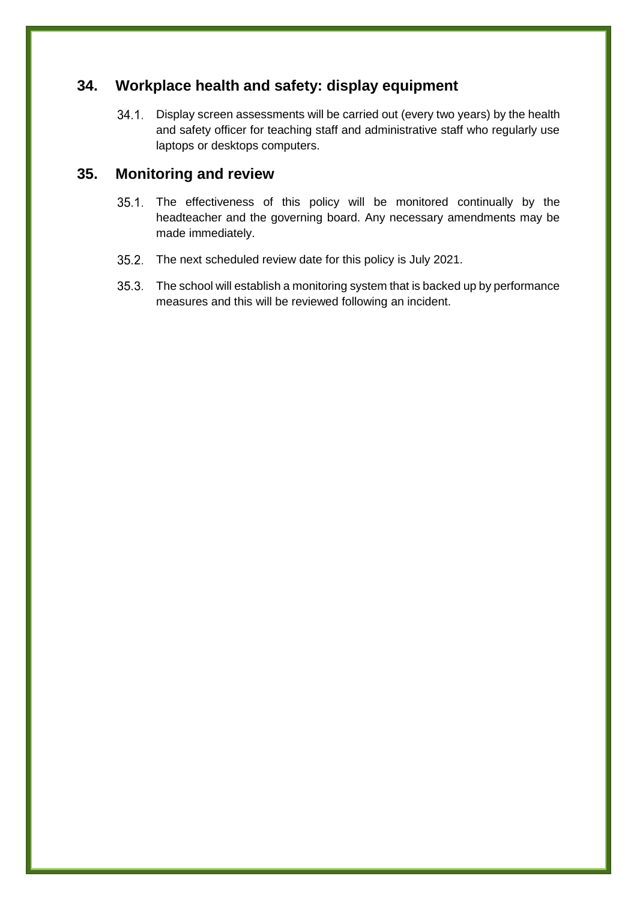## 34. Workplace health and safety: display equipment

34.1. Display screen assessments will be carried out (every two years) by the health and safety officer for teaching staff and administrative staff who regularly use laptops or desktops computers.

## 35. Monitoring and review

35.1. The effectiveness of this policy will be monitored continually by the headteacher and the governing board. Any necessary amendments may be made immediately.

35.2. The next scheduled review date for this policy is July 2021.

35.3. The school will establish a monitoring system that is backed up by performance measures and this will be reviewed following an incident.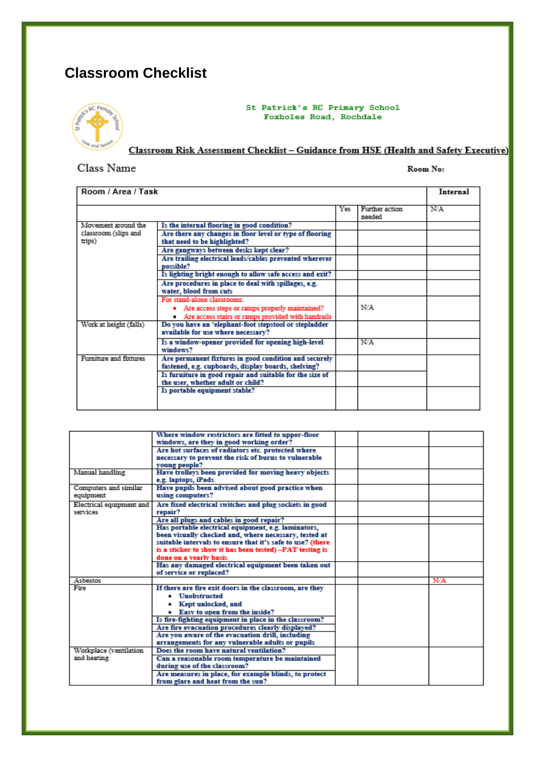## Classroom Checklist

St Patrick's RC Primary School
Foxholes Road, Rochdale

**Classroom Risk Assessment Checklist – Guidance from HSE (Health and Safety Executive)**

Class Name

**Room No:**

| Room / Area / Task | | | | Internal |
|---|---|---|---|---|
| | | Yes | Further action needed | N/A |
| Movement around the classroom (slips and trips) | **Is the internal flooring in good condition?** | | | |
| | **Are there any changes in floor level or type of flooring that need to be highlighted?** | | | |
| | **Are gangways between desks kept clear?** | | | |
| | **Are trailing electrical leads/cables prevented wherever possible?** | | | |
| | **Is lighting bright enough to allow safe access and exit?** | | | |
| | **Are procedures in place to deal with spillages, e.g. water, blood from cuts** | | | |
| | For stand-alone classrooms: • Are access steps or ramps properly maintained? • Are access stairs or ramps provided with handrails | | N/A | |
| Work at height (falls) | **Do you have an 'elephant-foot stepstool or stepladder available for use where necessary?** | | | |
| | **Is a window-opener provided for opening high-level windows?** | | N/A | |
| Furniture and fixtures | **Are permanent fixtures in good condition and securely fastened, e.g. cupboards, display boards, shelving?** | | | |
| | **Is furniture in good repair and suitable for the size of the user, whether adult or child?** | | | |
| | **Is portable equipment stable?** | | | |
| | **Where window restrictors are fitted to upper-floor windows, are they in good working order?** | | | |
| | **Are hot surfaces of radiators etc. protected where necessary to prevent the risk of burns to vulnerable young people?** | | | |
| Manual handling | **Have trolleys been provided for moving heavy objects e.g. laptops, iPads** | | | |
| Computers and similar equipment | **Have pupils been advised about good practice when using computers?** | | | |
| Electrical equipment and services | **Are fixed electrical switches and plug sockets in good repair?** | | | |
| | **Are all plugs and cables in good repair?** | | | |
| | **Has portable electrical equipment, e.g. laminators, been visually checked and, where necessary, tested at suitable intervals to ensure that it's safe to use? (there is a sticker to show it has been tested) –PAT testing is done on a yearly basis** | | | |
| | **Has any damaged electrical equipment been taken out of service or replaced?** | | | |
| Asbestos | | | | N/A |
| Fire | **If there are fire exit doors in the classroom, are they • Unobstructed • Kept unlocked, and • Easy to open from the inside?** | | | |
| | **Is fire-fighting equipment in place in the classroom?** | | | |
| | **Are fire evacuation procedures clearly displayed?** | | | |
| | **Are you aware of the evacuation drill, including arrangements for any vulnerable adults or pupils** | | | |
| Workplace (ventilation and heating | **Does the room have natural ventilation?** | | | |
| | **Can a reasonable room temperature be maintained during use of the classroom?** | | | |
| | **Are measures in place, for example blinds, to protect from glare and heat from the sun?** | | | |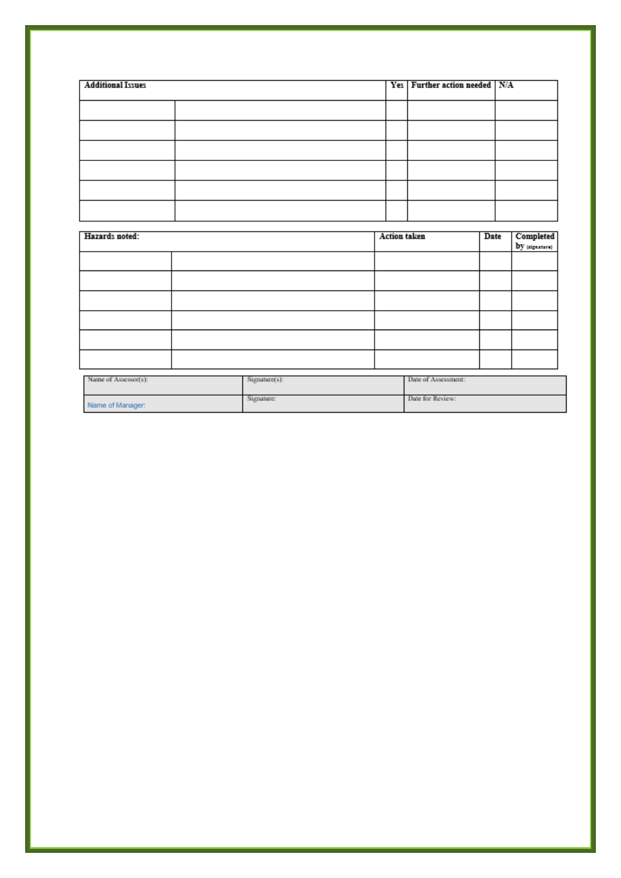| Additional Issues | | Yes | Further action needed | N/A |
|---|---|---|---|---|
| | | | | |
| | | | | |
| | | | | |
| | | | | |
| | | | | |
| | | | | |

| Hazards noted: | | Action taken | Date | Completed by (signature) |
|---|---|---|---|---|
| | | | | |
| | | | | |
| | | | | |
| | | | | |
| | | | | |
| | | | | |

| Name of Assessor(s): | Signature(s): | Date of Assessment: |
|---|---|---|
| Name of Manager: | Signature: | Date for Review: |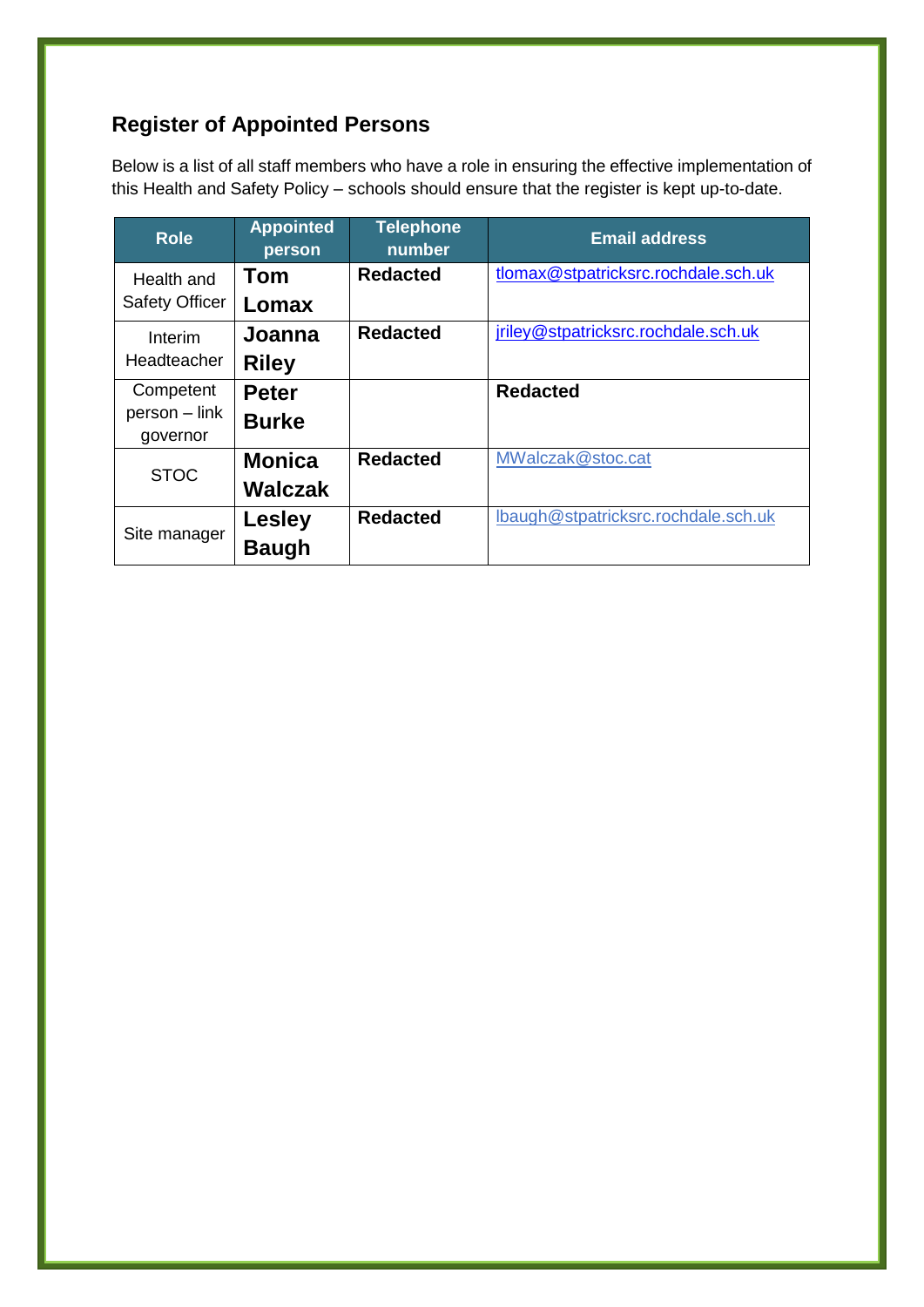## Register of Appointed Persons

Below is a list of all staff members who have a role in ensuring the effective implementation of this Health and Safety Policy – schools should ensure that the register is kept up-to-date.

| Role | Appointed person | Telephone number | Email address |
|---|---|---|---|
| Health and Safety Officer | **Tom Lomax** | **Redacted** | tlomax@stpatricksrc.rochdale.sch.uk |
| Interim Headteacher | **Joanna Riley** | **Redacted** | jriley@stpatricksrc.rochdale.sch.uk |
| Competent person – link governor | **Peter Burke** | | **Redacted** |
| STOC | **Monica Walczak** | **Redacted** | MWalczak@stoc.cat |
| Site manager | **Lesley Baugh** | **Redacted** | lbaugh@stpatricksrc.rochdale.sch.uk |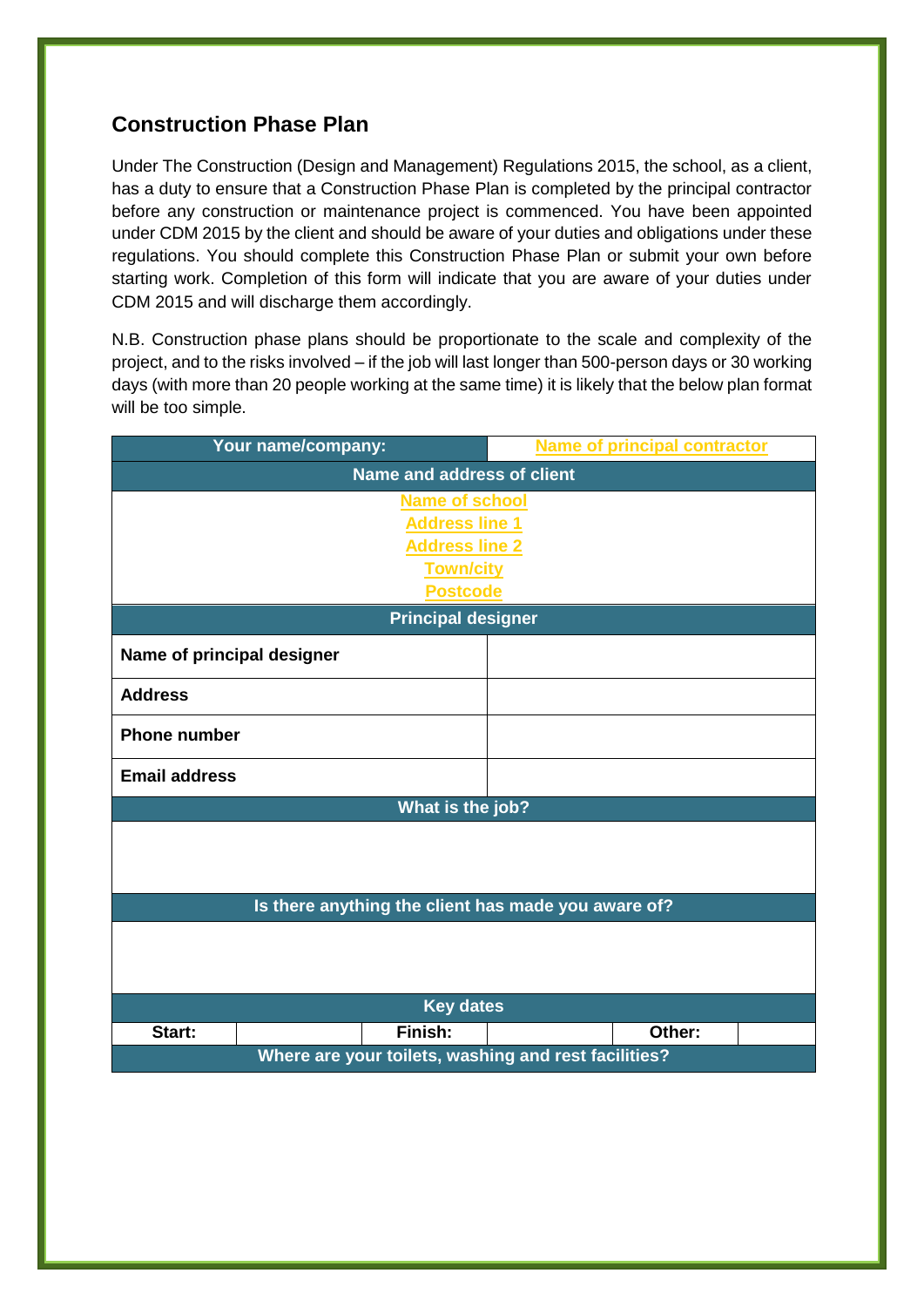## Construction Phase Plan

Under The Construction (Design and Management) Regulations 2015, the school, as a client, has a duty to ensure that a Construction Phase Plan is completed by the principal contractor before any construction or maintenance project is commenced. You have been appointed under CDM 2015 by the client and should be aware of your duties and obligations under these regulations. You should complete this Construction Phase Plan or submit your own before starting work. Completion of this form will indicate that you are aware of your duties under CDM 2015 and will discharge them accordingly.

N.B. Construction phase plans should be proportionate to the scale and complexity of the project, and to the risks involved – if the job will last longer than 500-person days or 30 working days (with more than 20 people working at the same time) it is likely that the below plan format will be too simple.

| **Your name/company:** | | | Name of principal contractor | | |
|---|---|---|---|---|---|
| **Name and address of client** | | | | | |
| Name of school<br>Address line 1<br>Address line 2<br>Town/city<br>Postcode | | | | | |
| **Principal designer** | | | | | |
| **Name of principal designer** | | | | | |
| **Address** | | | | | |
| **Phone number** | | | | | |
| **Email address** | | | | | |
| **What is the job?** | | | | | |
| | | | | | |
| **Is there anything the client has made you aware of?** | | | | | |
| | | | | | |
| **Key dates** | | | | | |
| **Start:** | | **Finish:** | | **Other:** | |
| **Where are your toilets, washing and rest facilities?** | | | | | |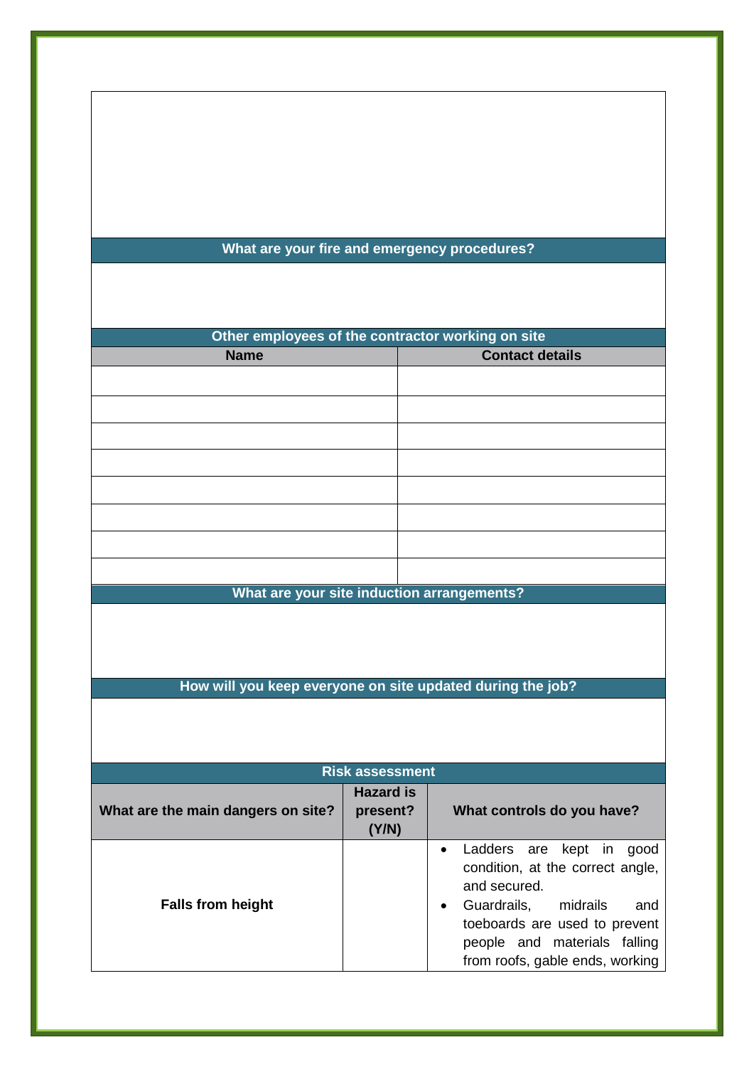## What are your fire and emergency procedures?

## Other employees of the contractor working on site

| Name | Contact details |
|---|---|
| | |
| | |
| | |
| | |
| | |
| | |
| | |
| | |

## What are your site induction arrangements?

## How will you keep everyone on site updated during the job?

## Risk assessment

| What are the main dangers on site? | Hazard is present? (Y/N) | What controls do you have? |
|---|---|---|
| **Falls from height** | | • Ladders are kept in good condition, at the correct angle, and secured.<br>• Guardrails, midrails and toeboards are used to prevent people and materials falling from roofs, gable ends, working |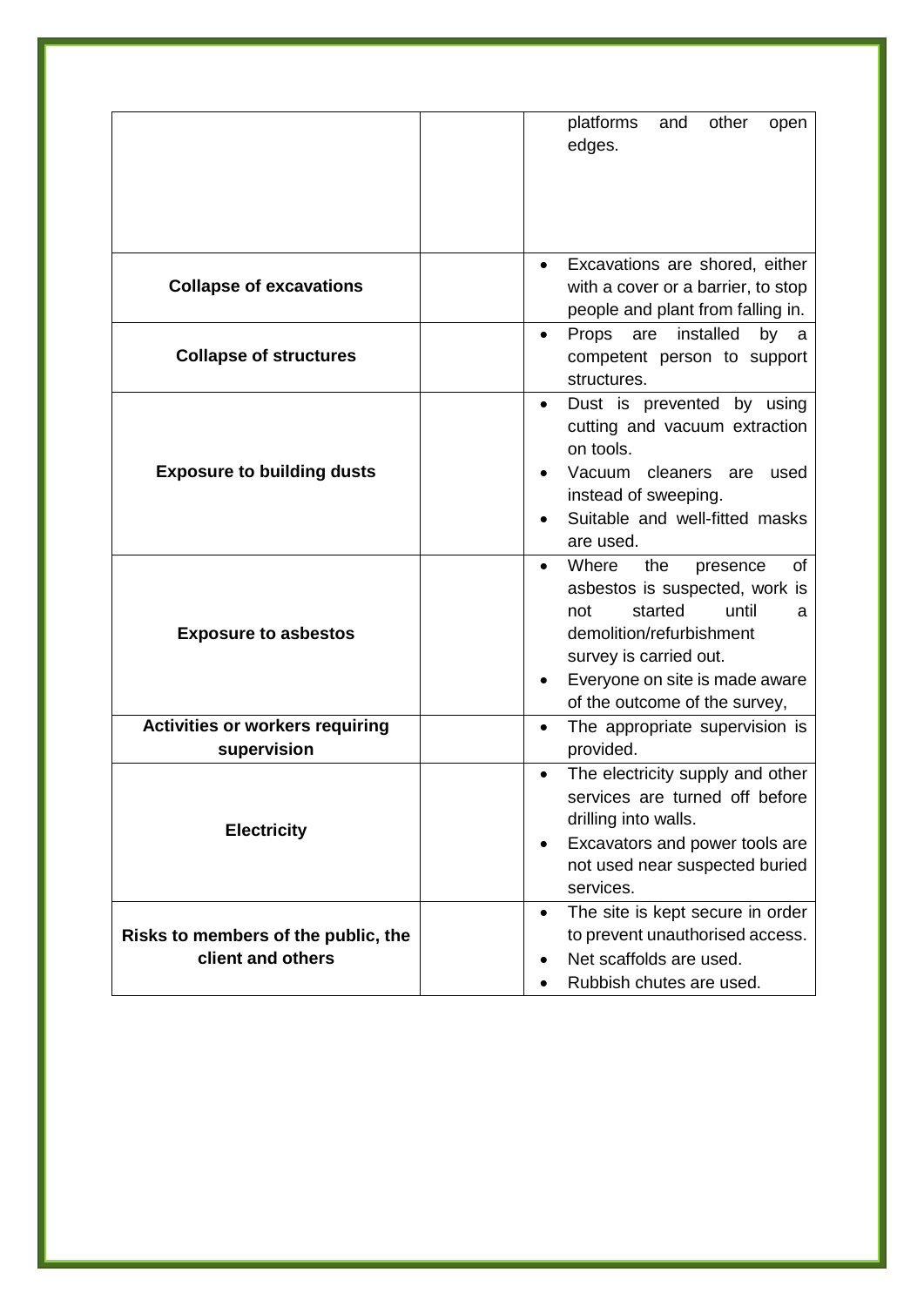| | | |
|---|---|---|
| | | platforms and other open edges. |
| **Collapse of excavations** | | • Excavations are shored, either with a cover or a barrier, to stop people and plant from falling in. |
| **Collapse of structures** | | • Props are installed by a competent person to support structures. |
| **Exposure to building dusts** | | • Dust is prevented by using cutting and vacuum extraction on tools.<br>• Vacuum cleaners are used instead of sweeping.<br>• Suitable and well-fitted masks are used. |
| **Exposure to asbestos** | | • Where the presence of asbestos is suspected, work is not started until a demolition/refurbishment survey is carried out.<br>• Everyone on site is made aware of the outcome of the survey, |
| **Activities or workers requiring supervision** | | • The appropriate supervision is provided. |
| **Electricity** | | • The electricity supply and other services are turned off before drilling into walls.<br>• Excavators and power tools are not used near suspected buried services. |
| **Risks to members of the public, the client and others** | | • The site is kept secure in order to prevent unauthorised access.<br>• Net scaffolds are used.<br>• Rubbish chutes are used. |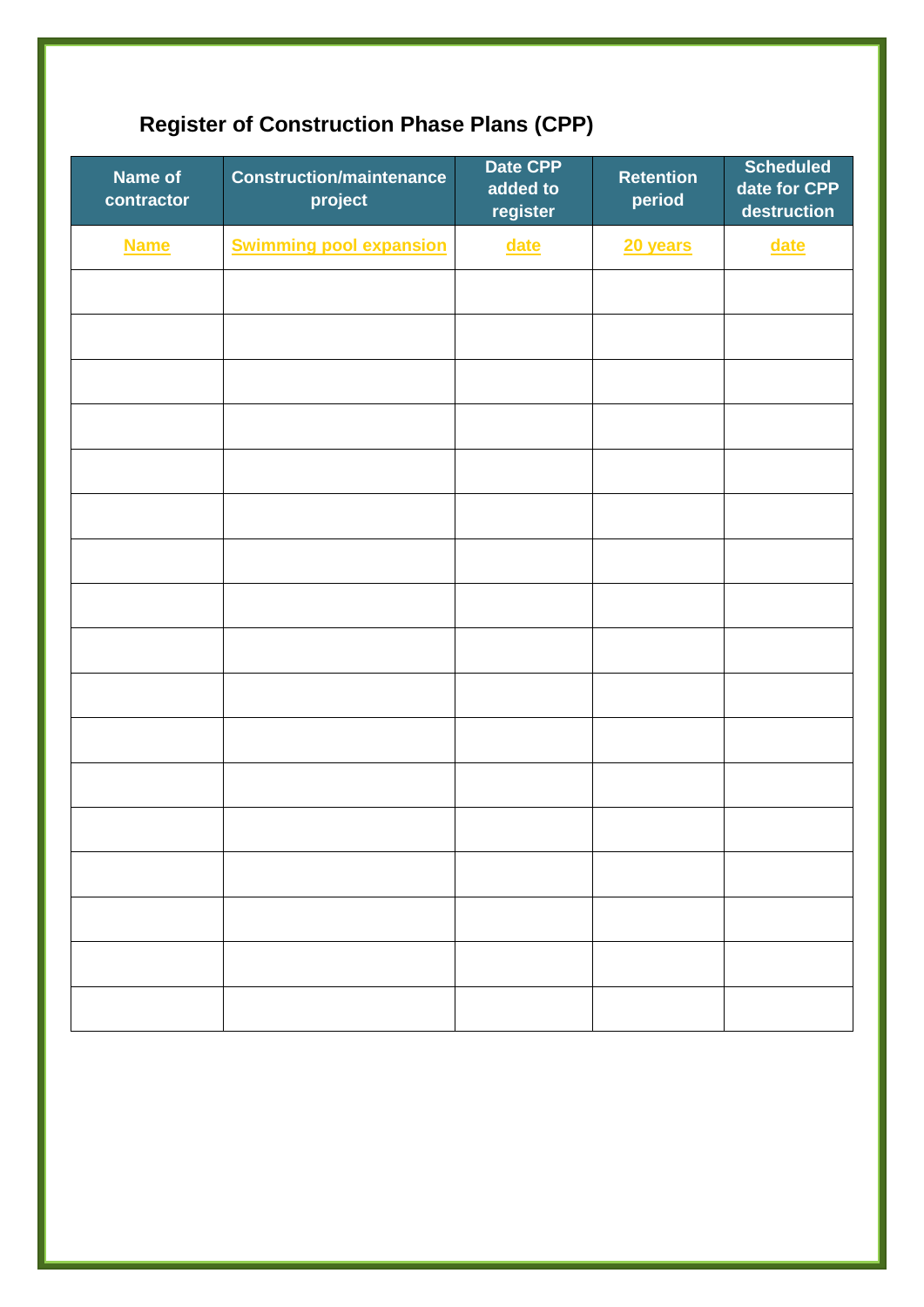# Register of Construction Phase Plans (CPP)

| Name of contractor | Construction/maintenance project | Date CPP added to register | Retention period | Scheduled date for CPP destruction |
|---|---|---|---|---|
| Name | Swimming pool expansion | date | 20 years | date |
| | | | | |
| | | | | |
| | | | | |
| | | | | |
| | | | | |
| | | | | |
| | | | | |
| | | | | |
| | | | | |
| | | | | |
| | | | | |
| | | | | |
| | | | | |
| | | | | |
| | | | | |
| | | | | |
| | | | | |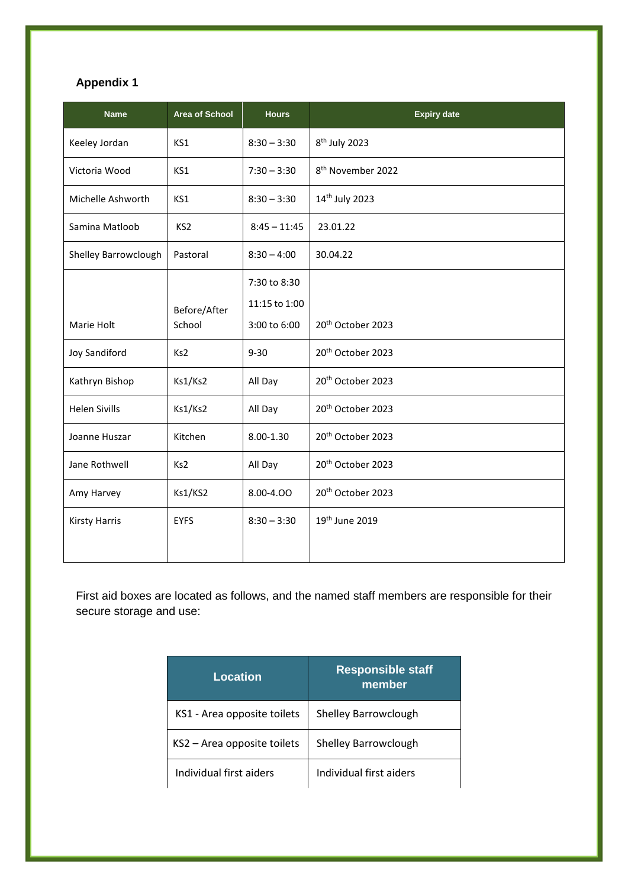**Appendix 1**

| Name | Area of School | Hours | Expiry date |
|---|---|---|---|
| Keeley Jordan | KS1 | 8:30 – 3:30 | 8th July 2023 |
| Victoria Wood | KS1 | 7:30 – 3:30 | 8th November 2022 |
| Michelle Ashworth | KS1 | 8:30 – 3:30 | 14th July 2023 |
| Samina Matloob | KS2 | 8:45 – 11:45 | 23.01.22 |
| Shelley Barrowclough | Pastoral | 8:30 – 4:00 | 30.04.22 |
| Marie Holt | Before/After School | 7:30 to 8:30<br>11:15 to 1:00<br>3:00 to 6:00 | 20th October 2023 |
| Joy Sandiford | Ks2 | 9-30 | 20th October 2023 |
| Kathryn Bishop | Ks1/Ks2 | All Day | 20th October 2023 |
| Helen Sivills | Ks1/Ks2 | All Day | 20th October 2023 |
| Joanne Huszar | Kitchen | 8.00-1.30 | 20th October 2023 |
| Jane Rothwell | Ks2 | All Day | 20th October 2023 |
| Amy Harvey | Ks1/KS2 | 8.00-4.OO | 20th October 2023 |
| Kirsty Harris | EYFS | 8:30 – 3:30 | 19th June 2019 |

First aid boxes are located as follows, and the named staff members are responsible for their secure storage and use:

| Location | Responsible staff member |
|---|---|
| KS1 - Area opposite toilets | Shelley Barrowclough |
| KS2 – Area opposite toilets | Shelley Barrowclough |
| Individual first aiders | Individual first aiders |